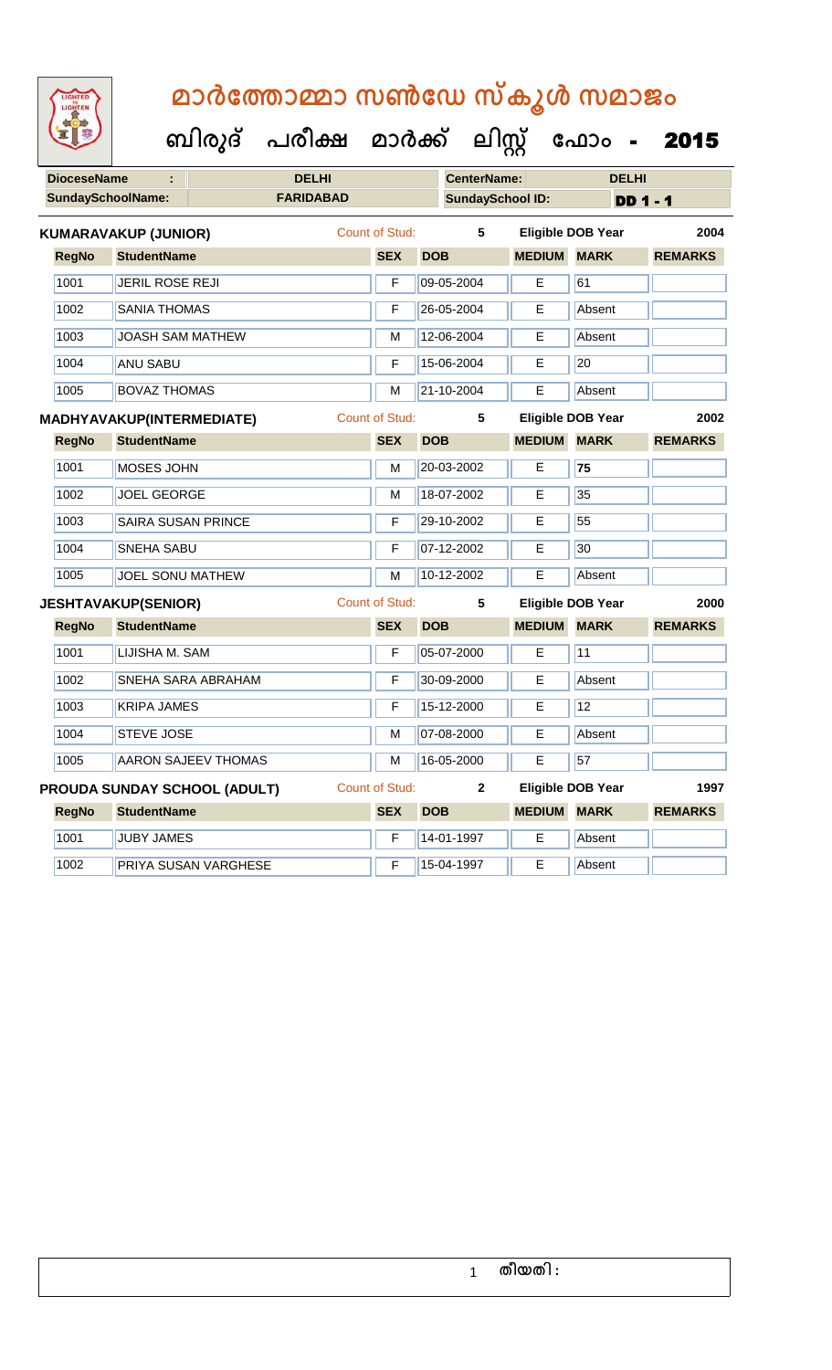# മാർത്തോമ്മാ സൺഡേ സ്കൂൾ സമാജം

## ബിരുദ് പരീക്ഷ മാർക്ക് ലിസ്റ്റ് ഫോം - 2015

| DioceseName : | DELHI | CenterName: | DELHI |
|---|---|---|---|
| SundaySchoolName: | FARIDABAD | SundaySchool ID: | DD 1 - 1 |

**KUMARAVAKUP (JUNIOR)** Count of Stud: 5 Eligible DOB Year 2004

| RegNo | StudentName | SEX | DOB | MEDIUM | MARK | REMARKS |
|---|---|---|---|---|---|---|
| 1001 | JERIL ROSE REJI | F | 09-05-2004 | E | 61 | |
| 1002 | SANIA THOMAS | F | 26-05-2004 | E | Absent | |
| 1003 | JOASH SAM MATHEW | M | 12-06-2004 | E | Absent | |
| 1004 | ANU SABU | F | 15-06-2004 | E | 20 | |
| 1005 | BOVAZ THOMAS | M | 21-10-2004 | E | Absent | |

**MADHYAVAKUP(INTERMEDIATE)** Count of Stud: 5 Eligible DOB Year 2002

| RegNo | StudentName | SEX | DOB | MEDIUM | MARK | REMARKS |
|---|---|---|---|---|---|---|
| 1001 | MOSES JOHN | M | 20-03-2002 | E | **75** | |
| 1002 | JOEL GEORGE | M | 18-07-2002 | E | 35 | |
| 1003 | SAIRA SUSAN PRINCE | F | 29-10-2002 | E | 55 | |
| 1004 | SNEHA SABU | F | 07-12-2002 | E | 30 | |
| 1005 | JOEL SONU MATHEW | M | 10-12-2002 | E | Absent | |

**JESHTAVAKUP(SENIOR)** Count of Stud: 5 Eligible DOB Year 2000

| RegNo | StudentName | SEX | DOB | MEDIUM | MARK | REMARKS |
|---|---|---|---|---|---|---|
| 1001 | LIJISHA M. SAM | F | 05-07-2000 | E | 11 | |
| 1002 | SNEHA SARA ABRAHAM | F | 30-09-2000 | E | Absent | |
| 1003 | KRIPA JAMES | F | 15-12-2000 | E | 12 | |
| 1004 | STEVE JOSE | M | 07-08-2000 | E | Absent | |
| 1005 | AARON SAJEEV THOMAS | M | 16-05-2000 | E | 57 | |

**PROUDA SUNDAY SCHOOL (ADULT)** Count of Stud: 2 Eligible DOB Year 1997

| RegNo | StudentName | SEX | DOB | MEDIUM | MARK | REMARKS |
|---|---|---|---|---|---|---|
| 1001 | JUBY JAMES | F | 14-01-1997 | E | Absent | |
| 1002 | PRIYA SUSAN VARGHESE | F | 15-04-1997 | E | Absent | |

തീയതി :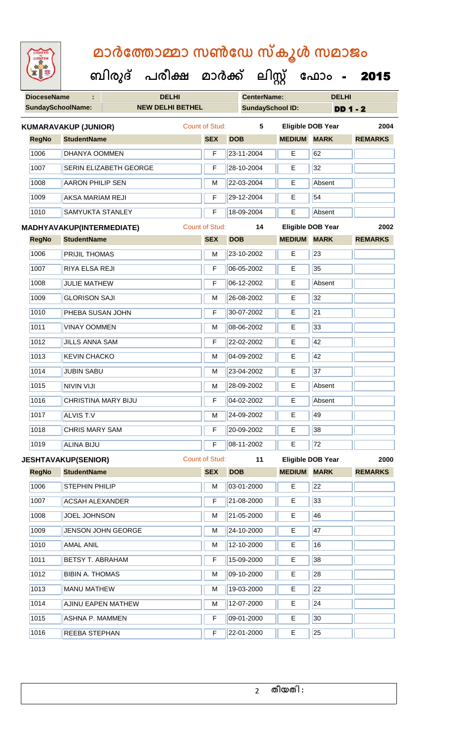# മാർത്തോമ്മാ സൺഡേ സ്കൂൾ സമാജം

**ബിരുദ് പരീക്ഷ മാർക്ക് ലിസ്റ്റ് ഫോം - 2015**

| DioceseName : | DELHI | CenterName: | DELHI |
|---|---|---|---|
| SundaySchoolName: | NEW DELHI BETHEL | SundaySchool ID: | DD 1 - 2 |

**KUMARAVAKUP (JUNIOR)** Count of Stud: 5 Eligible DOB Year 2004

| RegNo | StudentName | SEX | DOB | MEDIUM | MARK | REMARKS |
|---|---|---|---|---|---|---|
| 1006 | DHANYA OOMMEN | F | 23-11-2004 | E | 62 | |
| 1007 | SERIN ELIZABETH GEORGE | F | 28-10-2004 | E | 32 | |
| 1008 | AARON PHILIP SEN | M | 22-03-2004 | E | Absent | |
| 1009 | AKSA MARIAM REJI | F | 29-12-2004 | E | 54 | |
| 1010 | SAMYUKTA STANLEY | F | 18-09-2004 | E | Absent | |

**MADHYAVAKUP(INTERMEDIATE)** Count of Stud: 14 Eligible DOB Year 2002

| RegNo | StudentName | SEX | DOB | MEDIUM | MARK | REMARKS |
|---|---|---|---|---|---|---|
| 1006 | PRIJIL THOMAS | M | 23-10-2002 | E | 23 | |
| 1007 | RIYA ELSA REJI | F | 06-05-2002 | E | 35 | |
| 1008 | JULIE MATHEW | F | 06-12-2002 | E | Absent | |
| 1009 | GLORISON SAJI | M | 26-08-2002 | E | 32 | |
| 1010 | PHEBA SUSAN JOHN | F | 30-07-2002 | E | 21 | |
| 1011 | VINAY OOMMEN | M | 08-06-2002 | E | 33 | |
| 1012 | JILLS ANNA SAM | F | 22-02-2002 | E | 42 | |
| 1013 | KEVIN CHACKO | M | 04-09-2002 | E | 42 | |
| 1014 | JUBIN SABU | M | 23-04-2002 | E | 37 | |
| 1015 | NIVIN VIJI | M | 28-09-2002 | E | Absent | |
| 1016 | CHRISTINA MARY BIJU | F | 04-02-2002 | E | Absent | |
| 1017 | ALVIS T.V | M | 24-09-2002 | E | 49 | |
| 1018 | CHRIS MARY SAM | F | 20-09-2002 | E | 38 | |
| 1019 | ALINA BIJU | F | 08-11-2002 | E | 72 | |

**JESHTAVAKUP(SENIOR)** Count of Stud: 11 Eligible DOB Year 2000

| RegNo | StudentName | SEX | DOB | MEDIUM | MARK | REMARKS |
|---|---|---|---|---|---|---|
| 1006 | STEPHIN PHILIP | M | 03-01-2000 | E | 22 | |
| 1007 | ACSAH ALEXANDER | F | 21-08-2000 | E | 33 | |
| 1008 | JOEL JOHNSON | M | 21-05-2000 | E | 46 | |
| 1009 | JENSON JOHN GEORGE | M | 24-10-2000 | E | 47 | |
| 1010 | AMAL ANIL | M | 12-10-2000 | E | 16 | |
| 1011 | BETSY T. ABRAHAM | F | 15-09-2000 | E | 38 | |
| 1012 | BIBIN A. THOMAS | M | 09-10-2000 | E | 28 | |
| 1013 | MANU MATHEW | M | 19-03-2000 | E | 22 | |
| 1014 | AJINU EAPEN MATHEW | M | 12-07-2000 | E | 24 | |
| 1015 | ASHNA P. MAMMEN | F | 09-01-2000 | E | 30 | |
| 1016 | REEBA STEPHAN | F | 22-01-2000 | E | 25 | |

തീയതി :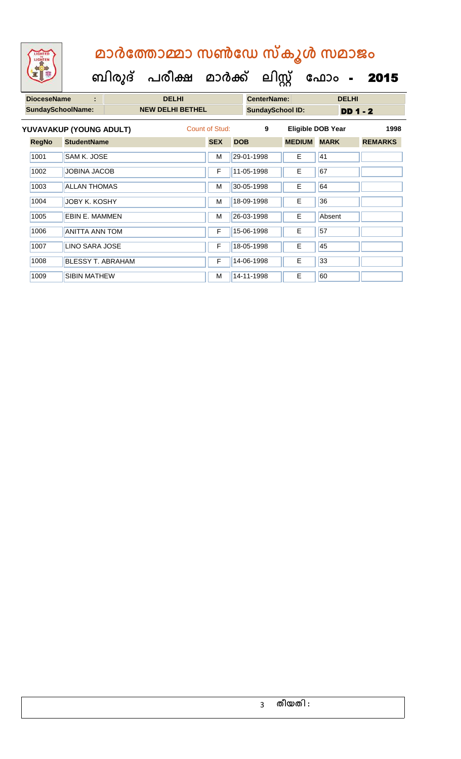# മാർത്തോമ്മാ സൺഡേ സ്കൂൾ സമാജം

**ബിരുദ് പരീക്ഷ മാർക്ക് ലിസ്റ്റ് ഫോം - 2015**

| **DioceseName** | : | **DELHI** | **CenterName:** | **DELHI** |
|---|---|---|---|---|
| **SundaySchoolName:** | | **NEW DELHI BETHEL** | **SundaySchool ID:** | **DD 1 - 2** |

**YUVAVAKUP (YOUNG ADULT)** Count of Stud: **9** **Eligible DOB Year** **1998**

| RegNo | StudentName | SEX | DOB | MEDIUM | MARK | REMARKS |
|---|---|---|---|---|---|---|
| 1001 | SAM K. JOSE | M | 29-01-1998 | E | 41 | |
| 1002 | JOBINA JACOB | F | 11-05-1998 | E | 67 | |
| 1003 | ALLAN THOMAS | M | 30-05-1998 | E | 64 | |
| 1004 | JOBY K. KOSHY | M | 18-09-1998 | E | 36 | |
| 1005 | EBIN E. MAMMEN | M | 26-03-1998 | E | Absent | |
| 1006 | ANITTA ANN TOM | F | 15-06-1998 | E | 57 | |
| 1007 | LINO SARA JOSE | F | 18-05-1998 | E | 45 | |
| 1008 | BLESSY T. ABRAHAM | F | 14-06-1998 | E | 33 | |
| 1009 | SIBIN MATHEW | M | 14-11-1998 | E | 60 | |

തീയതി :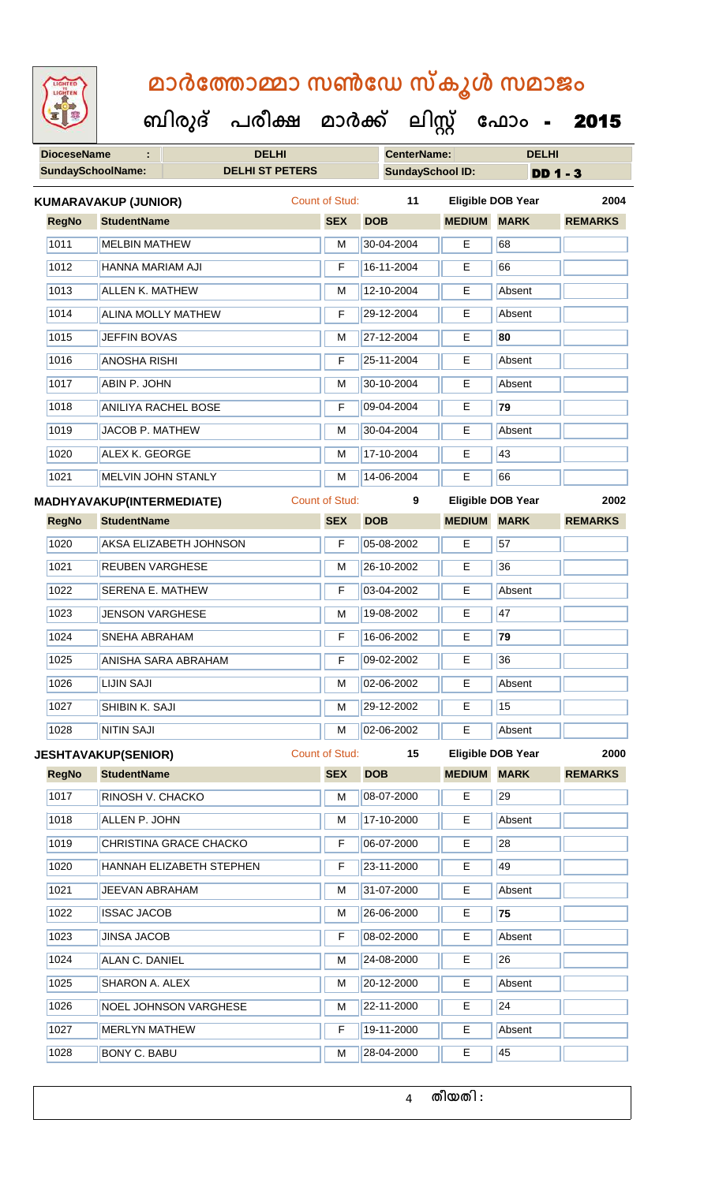# മാർത്തോമ്മാ സൺഡേ സ്കൂൾ സമാജം

**ബിരുദ് പരീക്ഷ മാർക്ക് ലിസ്റ്റ് ഫോം - 2015**

| DioceseName : | DELHI | CenterName: | DELHI |
|---|---|---|---|
| SundaySchoolName: | DELHI ST PETERS | SundaySchool ID: | DD 1 - 3 |

**KUMARAVAKUP (JUNIOR)** Count of Stud: 11 Eligible DOB Year 2004

| RegNo | StudentName | SEX | DOB | MEDIUM | MARK | REMARKS |
|---|---|---|---|---|---|---|
| 1011 | MELBIN MATHEW | M | 30-04-2004 | E | 68 | |
| 1012 | HANNA MARIAM AJI | F | 16-11-2004 | E | 66 | |
| 1013 | ALLEN K. MATHEW | M | 12-10-2004 | E | Absent | |
| 1014 | ALINA MOLLY MATHEW | F | 29-12-2004 | E | Absent | |
| 1015 | JEFFIN BOVAS | M | 27-12-2004 | E | **80** | |
| 1016 | ANOSHA RISHI | F | 25-11-2004 | E | Absent | |
| 1017 | ABIN P. JOHN | M | 30-10-2004 | E | Absent | |
| 1018 | ANILIYA RACHEL BOSE | F | 09-04-2004 | E | **79** | |
| 1019 | JACOB P. MATHEW | M | 30-04-2004 | E | Absent | |
| 1020 | ALEX K. GEORGE | M | 17-10-2004 | E | 43 | |
| 1021 | MELVIN JOHN STANLY | M | 14-06-2004 | E | 66 | |

**MADHYAVAKUP(INTERMEDIATE)** Count of Stud: 9 Eligible DOB Year 2002

| RegNo | StudentName | SEX | DOB | MEDIUM | MARK | REMARKS |
|---|---|---|---|---|---|---|
| 1020 | AKSA ELIZABETH JOHNSON | F | 05-08-2002 | E | 57 | |
| 1021 | REUBEN VARGHESE | M | 26-10-2002 | E | 36 | |
| 1022 | SERENA E. MATHEW | F | 03-04-2002 | E | Absent | |
| 1023 | JENSON VARGHESE | M | 19-08-2002 | E | 47 | |
| 1024 | SNEHA ABRAHAM | F | 16-06-2002 | E | **79** | |
| 1025 | ANISHA SARA ABRAHAM | F | 09-02-2002 | E | 36 | |
| 1026 | LIJIN SAJI | M | 02-06-2002 | E | Absent | |
| 1027 | SHIBIN K. SAJI | M | 29-12-2002 | E | 15 | |
| 1028 | NITIN SAJI | M | 02-06-2002 | E | Absent | |

**JESHTAVAKUP(SENIOR)** Count of Stud: 15 Eligible DOB Year 2000

| RegNo | StudentName | SEX | DOB | MEDIUM | MARK | REMARKS |
|---|---|---|---|---|---|---|
| 1017 | RINOSH V. CHACKO | M | 08-07-2000 | E | 29 | |
| 1018 | ALLEN P. JOHN | M | 17-10-2000 | E | Absent | |
| 1019 | CHRISTINA GRACE CHACKO | F | 06-07-2000 | E | 28 | |
| 1020 | HANNAH ELIZABETH STEPHEN | F | 23-11-2000 | E | 49 | |
| 1021 | JEEVAN ABRAHAM | M | 31-07-2000 | E | Absent | |
| 1022 | ISSAC JACOB | M | 26-06-2000 | E | **75** | |
| 1023 | JINSA JACOB | F | 08-02-2000 | E | Absent | |
| 1024 | ALAN C. DANIEL | M | 24-08-2000 | E | 26 | |
| 1025 | SHARON A. ALEX | M | 20-12-2000 | E | Absent | |
| 1026 | NOEL JOHNSON VARGHESE | M | 22-11-2000 | E | 24 | |
| 1027 | MERLYN MATHEW | F | 19-11-2000 | E | Absent | |
| 1028 | BONY C. BABU | M | 28-04-2000 | E | 45 | |

തീയതി :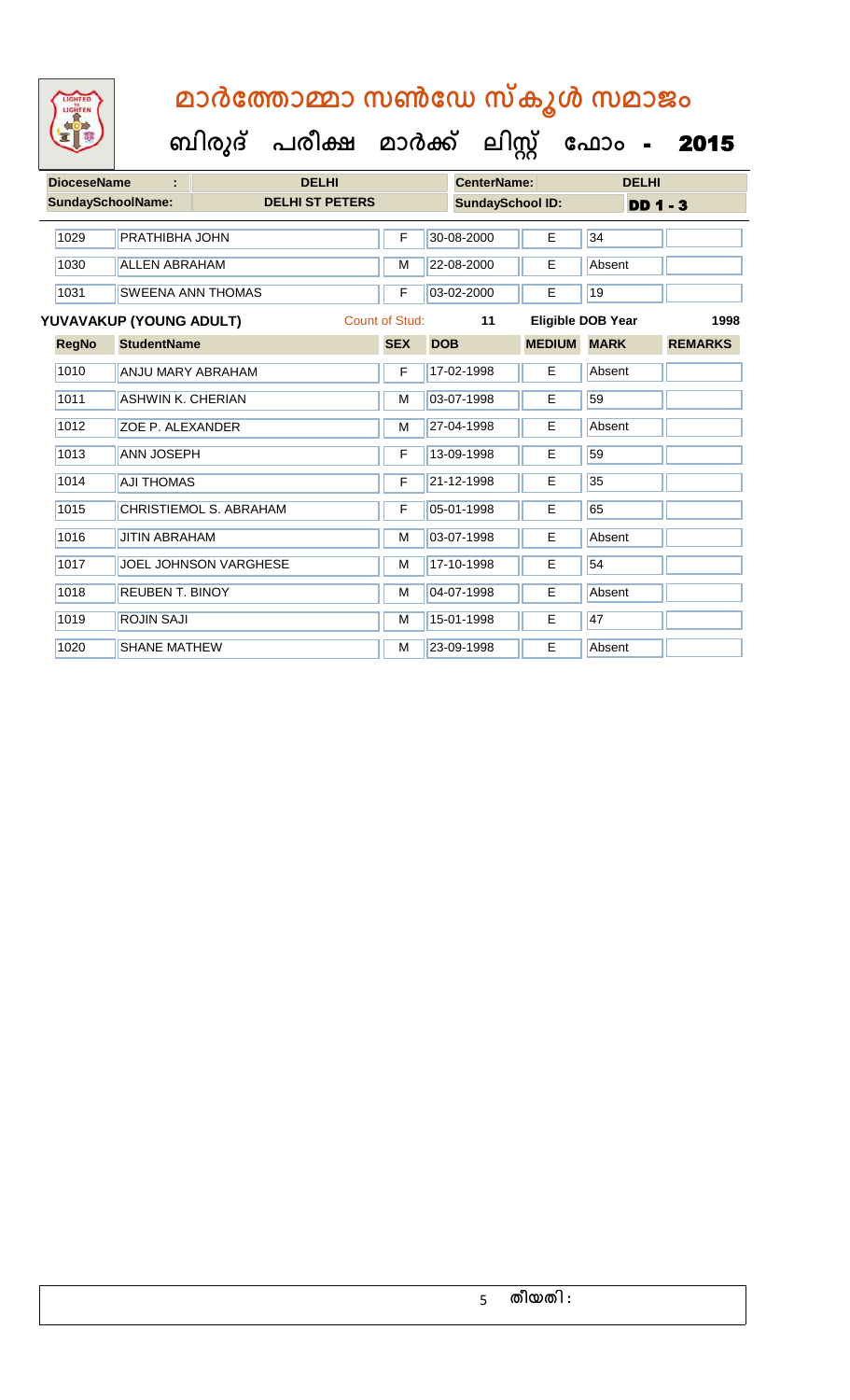# മാർത്തോമ്മാ സൺഡേ സ്കൂൾ സമാജം

**ബിരുദ് പരീക്ഷ മാർക്ക് ലിസ്റ്റ് ഫോം - 2015**

| **DioceseName** | **:** | **DELHI** | **CenterName:** | **DELHI** |
|---|---|---|---|---|
| **SundaySchoolName:** | | **DELHI ST PETERS** | **SundaySchool ID:** | **DD 1 - 3** |

| RegNo | StudentName | SEX | DOB | MEDIUM | MARK | REMARKS |
|---|---|---|---|---|---|---|
| 1029 | PRATHIBHA JOHN | F | 30-08-2000 | E | 34 | |
| 1030 | ALLEN ABRAHAM | M | 22-08-2000 | E | Absent | |
| 1031 | SWEENA ANN THOMAS | F | 03-02-2000 | E | 19 | |

**YUVAVAKUP (YOUNG ADULT)** Count of Stud: **11** **Eligible DOB Year** **1998**

| RegNo | StudentName | SEX | DOB | MEDIUM | MARK | REMARKS |
|---|---|---|---|---|---|---|
| 1010 | ANJU MARY ABRAHAM | F | 17-02-1998 | E | Absent | |
| 1011 | ASHWIN K. CHERIAN | M | 03-07-1998 | E | 59 | |
| 1012 | ZOE P. ALEXANDER | M | 27-04-1998 | E | Absent | |
| 1013 | ANN JOSEPH | F | 13-09-1998 | E | 59 | |
| 1014 | AJI THOMAS | F | 21-12-1998 | E | 35 | |
| 1015 | CHRISTIEMOL S. ABRAHAM | F | 05-01-1998 | E | 65 | |
| 1016 | JITIN ABRAHAM | M | 03-07-1998 | E | Absent | |
| 1017 | JOEL JOHNSON VARGHESE | M | 17-10-1998 | E | 54 | |
| 1018 | REUBEN T. BINOY | M | 04-07-1998 | E | Absent | |
| 1019 | ROJIN SAJI | M | 15-01-1998 | E | 47 | |
| 1020 | SHANE MATHEW | M | 23-09-1998 | E | Absent | |

തീയതി :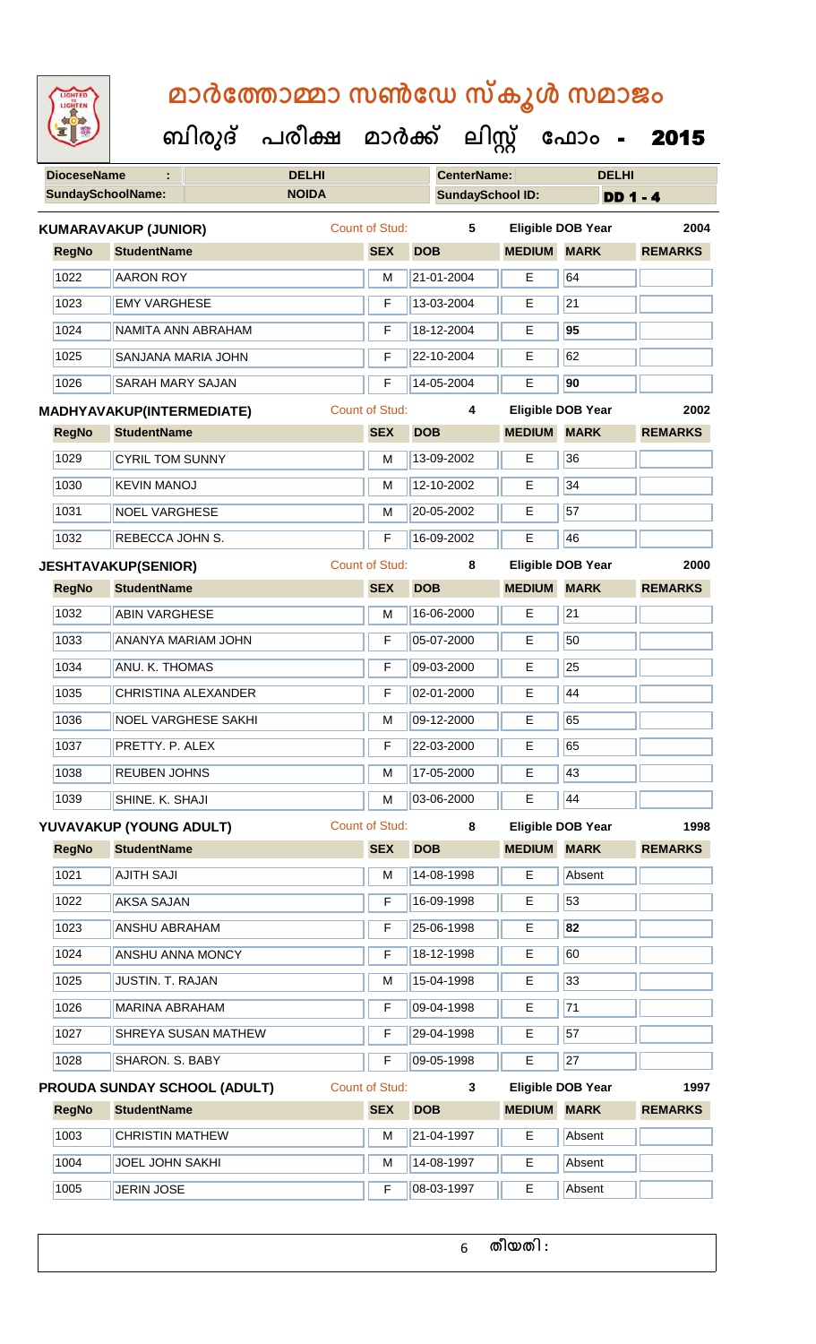# മാർത്തോമ്മാ സൺഡേ സ്കൂൾ സമാജം

**ബിരുദ് പരീക്ഷ മാർക്ക് ലിസ്റ്റ് ഫോം - 2015**

| DioceseName : | DELHI | CenterName: | DELHI |
|---|---|---|---|
| SundaySchoolName: | NOIDA | SundaySchool ID: | DD 1 - 4 |

**KUMARAVAKUP (JUNIOR)** Count of Stud: 5 Eligible DOB Year 2004

| RegNo | StudentName | SEX | DOB | MEDIUM | MARK | REMARKS |
|---|---|---|---|---|---|---|
| 1022 | AARON ROY | M | 21-01-2004 | E | 64 | |
| 1023 | EMY VARGHESE | F | 13-03-2004 | E | 21 | |
| 1024 | NAMITA ANN ABRAHAM | F | 18-12-2004 | E | **95** | |
| 1025 | SANJANA MARIA JOHN | F | 22-10-2004 | E | 62 | |
| 1026 | SARAH MARY SAJAN | F | 14-05-2004 | E | **90** | |

**MADHYAVAKUP(INTERMEDIATE)** Count of Stud: 4 Eligible DOB Year 2002

| RegNo | StudentName | SEX | DOB | MEDIUM | MARK | REMARKS |
|---|---|---|---|---|---|---|
| 1029 | CYRIL TOM SUNNY | M | 13-09-2002 | E | 36 | |
| 1030 | KEVIN MANOJ | M | 12-10-2002 | E | 34 | |
| 1031 | NOEL VARGHESE | M | 20-05-2002 | E | 57 | |
| 1032 | REBECCA JOHN S. | F | 16-09-2002 | E | 46 | |

**JESHTAVAKUP(SENIOR)** Count of Stud: 8 Eligible DOB Year 2000

| RegNo | StudentName | SEX | DOB | MEDIUM | MARK | REMARKS |
|---|---|---|---|---|---|---|
| 1032 | ABIN VARGHESE | M | 16-06-2000 | E | 21 | |
| 1033 | ANANYA MARIAM JOHN | F | 05-07-2000 | E | 50 | |
| 1034 | ANU. K. THOMAS | F | 09-03-2000 | E | 25 | |
| 1035 | CHRISTINA ALEXANDER | F | 02-01-2000 | E | 44 | |
| 1036 | NOEL VARGHESE SAKHI | M | 09-12-2000 | E | 65 | |
| 1037 | PRETTY. P. ALEX | F | 22-03-2000 | E | 65 | |
| 1038 | REUBEN JOHNS | M | 17-05-2000 | E | 43 | |
| 1039 | SHINE. K. SHAJI | M | 03-06-2000 | E | 44 | |

**YUVAVAKUP (YOUNG ADULT)** Count of Stud: 8 Eligible DOB Year 1998

| RegNo | StudentName | SEX | DOB | MEDIUM | MARK | REMARKS |
|---|---|---|---|---|---|---|
| 1021 | AJITH SAJI | M | 14-08-1998 | E | Absent | |
| 1022 | AKSA SAJAN | F | 16-09-1998 | E | 53 | |
| 1023 | ANSHU ABRAHAM | F | 25-06-1998 | E | **82** | |
| 1024 | ANSHU ANNA MONCY | F | 18-12-1998 | E | 60 | |
| 1025 | JUSTIN. T. RAJAN | M | 15-04-1998 | E | 33 | |
| 1026 | MARINA ABRAHAM | F | 09-04-1998 | E | 71 | |
| 1027 | SHREYA SUSAN MATHEW | F | 29-04-1998 | E | 57 | |
| 1028 | SHARON. S. BABY | F | 09-05-1998 | E | 27 | |

**PROUDA SUNDAY SCHOOL (ADULT)** Count of Stud: 3 Eligible DOB Year 1997

| RegNo | StudentName | SEX | DOB | MEDIUM | MARK | REMARKS |
|---|---|---|---|---|---|---|
| 1003 | CHRISTIN MATHEW | M | 21-04-1997 | E | Absent | |
| 1004 | JOEL JOHN SAKHI | M | 14-08-1997 | E | Absent | |
| 1005 | JERIN JOSE | F | 08-03-1997 | E | Absent | |

തീയതി :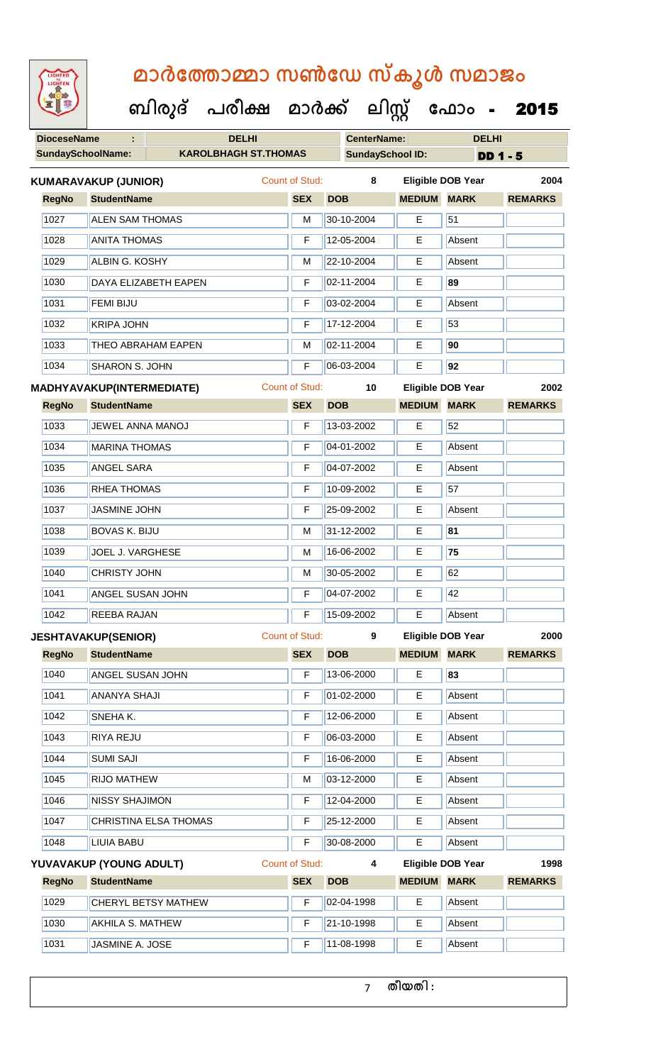# മാർത്തോമ്മാ സൺഡേ സ്കൂൾ സമാജം

**ബിരുദ് പരീക്ഷ മാർക്ക് ലിസ്റ്റ് ഫോം - 2015**

| DioceseName | : | DELHI | CenterName: | DELHI |
|---|---|---|---|---|
| SundaySchoolName: | | KAROLBHAGH ST.THOMAS | SundaySchool ID: | DD 1 - 5 |

**KUMARAVAKUP (JUNIOR)** Count of Stud: 8 Eligible DOB Year 2004

| RegNo | StudentName | SEX | DOB | MEDIUM | MARK | REMARKS |
|---|---|---|---|---|---|---|
| 1027 | ALEN SAM THOMAS | M | 30-10-2004 | E | 51 | |
| 1028 | ANITA THOMAS | F | 12-05-2004 | E | Absent | |
| 1029 | ALBIN G. KOSHY | M | 22-10-2004 | E | Absent | |
| 1030 | DAYA ELIZABETH EAPEN | F | 02-11-2004 | E | 89 | |
| 1031 | FEMI BIJU | F | 03-02-2004 | E | Absent | |
| 1032 | KRIPA JOHN | F | 17-12-2004 | E | 53 | |
| 1033 | THEO ABRAHAM EAPEN | M | 02-11-2004 | E | 90 | |
| 1034 | SHARON S. JOHN | F | 06-03-2004 | E | 92 | |

**MADHYAVAKUP(INTERMEDIATE)** Count of Stud: 10 Eligible DOB Year 2002

| RegNo | StudentName | SEX | DOB | MEDIUM | MARK | REMARKS |
|---|---|---|---|---|---|---|
| 1033 | JEWEL ANNA MANOJ | F | 13-03-2002 | E | 52 | |
| 1034 | MARINA THOMAS | F | 04-01-2002 | E | Absent | |
| 1035 | ANGEL SARA | F | 04-07-2002 | E | Absent | |
| 1036 | RHEA THOMAS | F | 10-09-2002 | E | 57 | |
| 1037 | JASMINE JOHN | F | 25-09-2002 | E | Absent | |
| 1038 | BOVAS K. BIJU | M | 31-12-2002 | E | 81 | |
| 1039 | JOEL J. VARGHESE | M | 16-06-2002 | E | 75 | |
| 1040 | CHRISTY JOHN | M | 30-05-2002 | E | 62 | |
| 1041 | ANGEL SUSAN JOHN | F | 04-07-2002 | E | 42 | |
| 1042 | REEBA RAJAN | F | 15-09-2002 | E | Absent | |

**JESHTAVAKUP(SENIOR)** Count of Stud: 9 Eligible DOB Year 2000

| RegNo | StudentName | SEX | DOB | MEDIUM | MARK | REMARKS |
|---|---|---|---|---|---|---|
| 1040 | ANGEL SUSAN JOHN | F | 13-06-2000 | E | 83 | |
| 1041 | ANANYA SHAJI | F | 01-02-2000 | E | Absent | |
| 1042 | SNEHA K. | F | 12-06-2000 | E | Absent | |
| 1043 | RIYA REJU | F | 06-03-2000 | E | Absent | |
| 1044 | SUMI SAJI | F | 16-06-2000 | E | Absent | |
| 1045 | RIJO MATHEW | M | 03-12-2000 | E | Absent | |
| 1046 | NISSY SHAJIMON | F | 12-04-2000 | E | Absent | |
| 1047 | CHRISTINA ELSA THOMAS | F | 25-12-2000 | E | Absent | |
| 1048 | LIUIA BABU | F | 30-08-2000 | E | Absent | |

**YUVAVAKUP (YOUNG ADULT)** Count of Stud: 4 Eligible DOB Year 1998

| RegNo | StudentName | SEX | DOB | MEDIUM | MARK | REMARKS |
|---|---|---|---|---|---|---|
| 1029 | CHERYL BETSY MATHEW | F | 02-04-1998 | E | Absent | |
| 1030 | AKHILA S. MATHEW | F | 21-10-1998 | E | Absent | |
| 1031 | JASMINE A. JOSE | F | 11-08-1998 | E | Absent | |

തീയതി :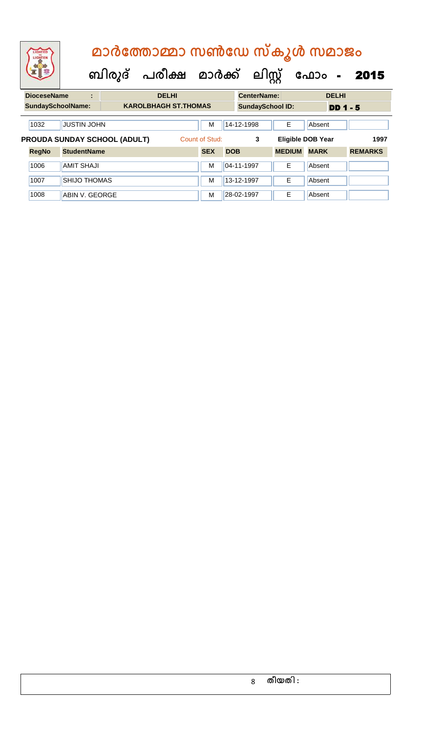# മാർത്തോമ്മാ സൺഡേ സ്കൂൾ സമാജം

## ബിരുദ് പരീക്ഷ മാർക്ക് ലിസ്റ്റ് ഫോം - 2015

| DioceseName : | DELHI | CenterName: | DELHI |
|---|---|---|---|
| SundaySchoolName: | KAROLBHAGH ST.THOMAS | SundaySchool ID: | DD 1 - 5 |

| RegNo | StudentName | SEX | DOB | MEDIUM | MARK | REMARKS |
|---|---|---|---|---|---|---|
| 1032 | JUSTIN JOHN | M | 14-12-1998 | E | Absent | |

**PROUDA SUNDAY SCHOOL (ADULT)** Count of Stud: 3 Eligible DOB Year 1997

| RegNo | StudentName | SEX | DOB | MEDIUM | MARK | REMARKS |
|---|---|---|---|---|---|---|
| 1006 | AMIT SHAJI | M | 04-11-1997 | E | Absent | |
| 1007 | SHIJO THOMAS | M | 13-12-1997 | E | Absent | |
| 1008 | ABIN V. GEORGE | M | 28-02-1997 | E | Absent | |

തീയതി :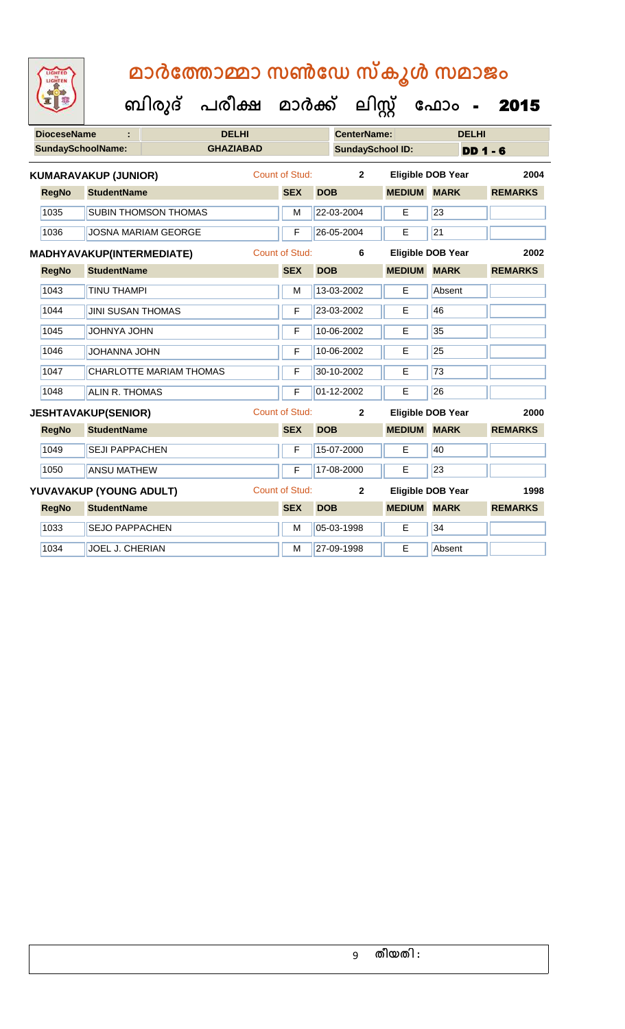# മാർത്തോമ്മാ സൺഡേ സ്കൂൾ സമാജം

## ബിരുദ് പരീക്ഷ മാർക്ക് ലിസ്റ്റ് ഫോം - 2015

| DioceseName : | DELHI | CenterName: | DELHI |
|---|---|---|---|
| SundaySchoolName: | GHAZIABAD | SundaySchool ID: | DD 1 - 6 |

**KUMARAVAKUP (JUNIOR)** Count of Stud: 2 Eligible DOB Year 2004

| RegNo | StudentName | SEX | DOB | MEDIUM | MARK | REMARKS |
|---|---|---|---|---|---|---|
| 1035 | SUBIN THOMSON THOMAS | M | 22-03-2004 | E | 23 | |
| 1036 | JOSNA MARIAM GEORGE | F | 26-05-2004 | E | 21 | |

**MADHYAVAKUP(INTERMEDIATE)** Count of Stud: 6 Eligible DOB Year 2002

| RegNo | StudentName | SEX | DOB | MEDIUM | MARK | REMARKS |
|---|---|---|---|---|---|---|
| 1043 | TINU THAMPI | M | 13-03-2002 | E | Absent | |
| 1044 | JINI SUSAN THOMAS | F | 23-03-2002 | E | 46 | |
| 1045 | JOHNYA JOHN | F | 10-06-2002 | E | 35 | |
| 1046 | JOHANNA JOHN | F | 10-06-2002 | E | 25 | |
| 1047 | CHARLOTTE MARIAM THOMAS | F | 30-10-2002 | E | 73 | |
| 1048 | ALIN R. THOMAS | F | 01-12-2002 | E | 26 | |

**JESHTAVAKUP(SENIOR)** Count of Stud: 2 Eligible DOB Year 2000

| RegNo | StudentName | SEX | DOB | MEDIUM | MARK | REMARKS |
|---|---|---|---|---|---|---|
| 1049 | SEJI PAPPACHEN | F | 15-07-2000 | E | 40 | |
| 1050 | ANSU MATHEW | F | 17-08-2000 | E | 23 | |

**YUVAVAKUP (YOUNG ADULT)** Count of Stud: 2 Eligible DOB Year 1998

| RegNo | StudentName | SEX | DOB | MEDIUM | MARK | REMARKS |
|---|---|---|---|---|---|---|
| 1033 | SEJO PAPPACHEN | M | 05-03-1998 | E | 34 | |
| 1034 | JOEL J. CHERIAN | M | 27-09-1998 | E | Absent | |

തീയതി :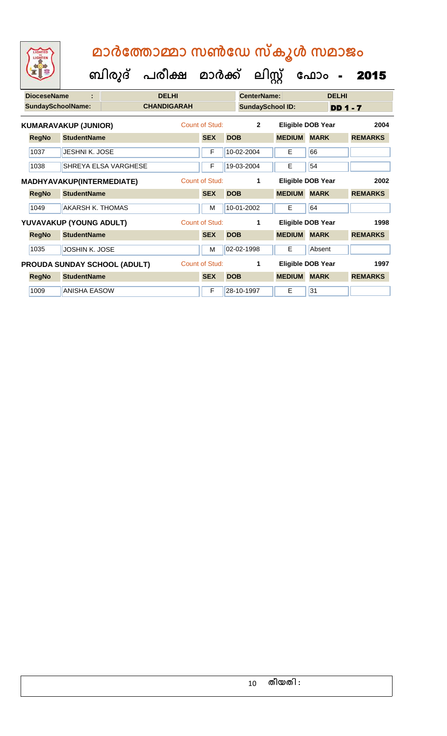# മാർത്തോമ്മാ സൺഡേ സ്കൂൾ സമാജം

## ബിരുദ് പരീക്ഷ മാർക്ക് ലിസ്റ്റ് ഫോം - 2015

| **DioceseName** | : | **DELHI** | **CenterName:** | **DELHI** |
|---|---|---|---|---|
| **SundaySchoolName:** | | **CHANDIGARAH** | **SundaySchool ID:** | **DD 1 - 7** |

**KUMARAVAKUP (JUNIOR)** — Count of Stud: **2** — Eligible DOB Year **2004**

| RegNo | StudentName | SEX | DOB | MEDIUM | MARK | REMARKS |
|---|---|---|---|---|---|---|
| 1037 | JESHNI K. JOSE | F | 10-02-2004 | E | 66 | |
| 1038 | SHREYA ELSA VARGHESE | F | 19-03-2004 | E | 54 | |

**MADHYAVAKUP(INTERMEDIATE)** — Count of Stud: **1** — Eligible DOB Year **2002**

| RegNo | StudentName | SEX | DOB | MEDIUM | MARK | REMARKS |
|---|---|---|---|---|---|---|
| 1049 | AKARSH K. THOMAS | M | 10-01-2002 | E | 64 | |

**YUVAVAKUP (YOUNG ADULT)** — Count of Stud: **1** — Eligible DOB Year **1998**

| RegNo | StudentName | SEX | DOB | MEDIUM | MARK | REMARKS |
|---|---|---|---|---|---|---|
| 1035 | JOSHIN K. JOSE | M | 02-02-1998 | E | Absent | |

**PROUDA SUNDAY SCHOOL (ADULT)** — Count of Stud: **1** — Eligible DOB Year **1997**

| RegNo | StudentName | SEX | DOB | MEDIUM | MARK | REMARKS |
|---|---|---|---|---|---|---|
| 1009 | ANISHA EASOW | F | 28-10-1997 | E | 31 | |

തീയതി :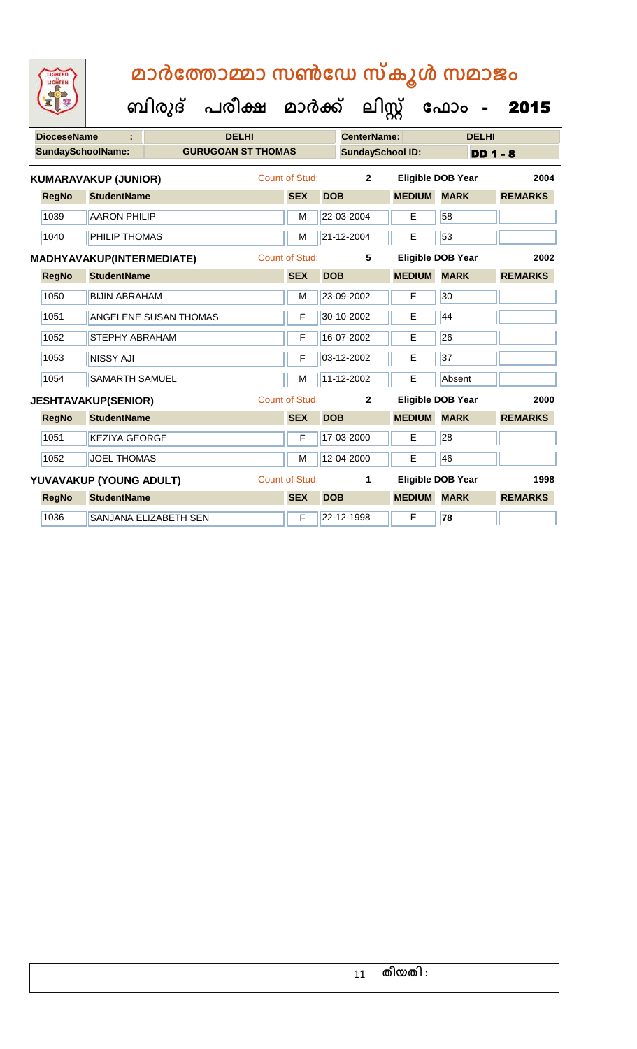# മാർത്തോമ്മാ സൺഡേ സ്കൂൾ സമാജം

## ബിരുദ് പരീക്ഷ മാർക്ക് ലിസ്റ്റ് ഫോം - 2015

| DioceseName : | DELHI | CenterName: | DELHI |
|---|---|---|---|
| SundaySchoolName: | GURUGOAN ST THOMAS | SundaySchool ID: | DD 1 - 8 |

**KUMARAVAKUP (JUNIOR)** Count of Stud: 2 Eligible DOB Year 2004

| RegNo | StudentName | SEX | DOB | MEDIUM | MARK | REMARKS |
|---|---|---|---|---|---|---|
| 1039 | AARON PHILIP | M | 22-03-2004 | E | 58 | |
| 1040 | PHILIP THOMAS | M | 21-12-2004 | E | 53 | |

**MADHYAVAKUP(INTERMEDIATE)** Count of Stud: 5 Eligible DOB Year 2002

| RegNo | StudentName | SEX | DOB | MEDIUM | MARK | REMARKS |
|---|---|---|---|---|---|---|
| 1050 | BIJIN ABRAHAM | M | 23-09-2002 | E | 30 | |
| 1051 | ANGELENE SUSAN THOMAS | F | 30-10-2002 | E | 44 | |
| 1052 | STEPHY ABRAHAM | F | 16-07-2002 | E | 26 | |
| 1053 | NISSY AJI | F | 03-12-2002 | E | 37 | |
| 1054 | SAMARTH SAMUEL | M | 11-12-2002 | E | Absent | |

**JESHTAVAKUP(SENIOR)** Count of Stud: 2 Eligible DOB Year 2000

| RegNo | StudentName | SEX | DOB | MEDIUM | MARK | REMARKS |
|---|---|---|---|---|---|---|
| 1051 | KEZIYA GEORGE | F | 17-03-2000 | E | 28 | |
| 1052 | JOEL THOMAS | M | 12-04-2000 | E | 46 | |

**YUVAVAKUP (YOUNG ADULT)** Count of Stud: 1 Eligible DOB Year 1998

| RegNo | StudentName | SEX | DOB | MEDIUM | MARK | REMARKS |
|---|---|---|---|---|---|---|
| 1036 | SANJANA ELIZABETH SEN | F | 22-12-1998 | E | **78** | |

തീയതി :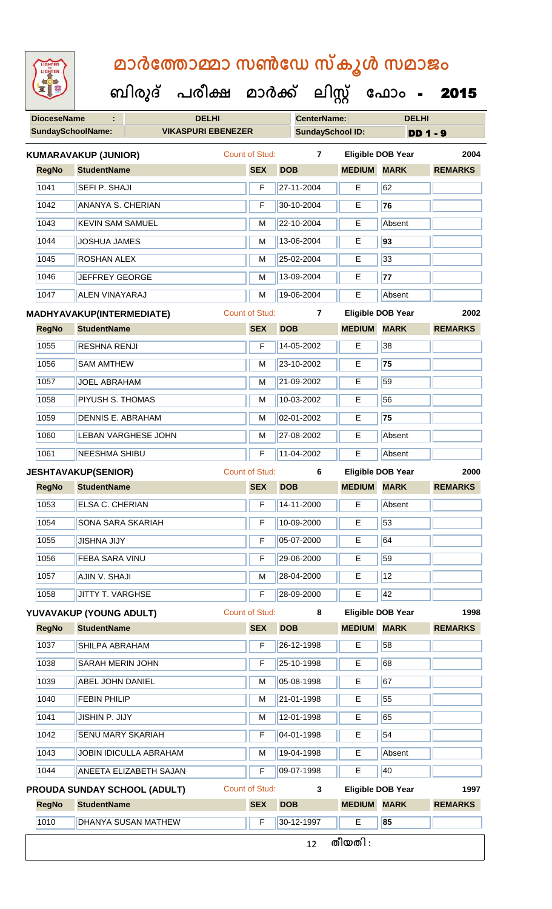# മാർത്തോമ്മാ സൺഡേ സ്കൂൾ സമാജം

**ബിരുദ് പരീക്ഷ മാർക്ക് ലിസ്റ്റ് ഫോം - 2015**

| DioceseName : | DELHI | CenterName: | DELHI |
|---|---|---|---|
| SundaySchoolName: | VIKASPURI EBENEZER | SundaySchool ID: | DD 1 - 9 |

**KUMARAVAKUP (JUNIOR)** Count of Stud: 7 Eligible DOB Year 2004

| RegNo | StudentName | SEX | DOB | MEDIUM | MARK | REMARKS |
|---|---|---|---|---|---|---|
| 1041 | SEFI P. SHAJI | F | 27-11-2004 | E | 62 | |
| 1042 | ANANYA S. CHERIAN | F | 30-10-2004 | E | **76** | |
| 1043 | KEVIN SAM SAMUEL | M | 22-10-2004 | E | Absent | |
| 1044 | JOSHUA JAMES | M | 13-06-2004 | E | **93** | |
| 1045 | ROSHAN ALEX | M | 25-02-2004 | E | 33 | |
| 1046 | JEFFREY GEORGE | M | 13-09-2004 | E | **77** | |
| 1047 | ALEN VINAYARAJ | M | 19-06-2004 | E | Absent | |

**MADHYAVAKUP(INTERMEDIATE)** Count of Stud: 7 Eligible DOB Year 2002

| RegNo | StudentName | SEX | DOB | MEDIUM | MARK | REMARKS |
|---|---|---|---|---|---|---|
| 1055 | RESHNA RENJI | F | 14-05-2002 | E | 38 | |
| 1056 | SAM AMTHEW | M | 23-10-2002 | E | **75** | |
| 1057 | JOEL ABRAHAM | M | 21-09-2002 | E | 59 | |
| 1058 | PIYUSH S. THOMAS | M | 10-03-2002 | E | 56 | |
| 1059 | DENNIS E. ABRAHAM | M | 02-01-2002 | E | **75** | |
| 1060 | LEBAN VARGHESE JOHN | M | 27-08-2002 | E | Absent | |
| 1061 | NEESHMA SHIBU | F | 11-04-2002 | E | Absent | |

**JESHTAVAKUP(SENIOR)** Count of Stud: 6 Eligible DOB Year 2000

| RegNo | StudentName | SEX | DOB | MEDIUM | MARK | REMARKS |
|---|---|---|---|---|---|---|
| 1053 | ELSA C. CHERIAN | F | 14-11-2000 | E | Absent | |
| 1054 | SONA SARA SKARIAH | F | 10-09-2000 | E | 53 | |
| 1055 | JISHNA JIJY | F | 05-07-2000 | E | 64 | |
| 1056 | FEBA SARA VINU | F | 29-06-2000 | E | 59 | |
| 1057 | AJIN V. SHAJI | M | 28-04-2000 | E | 12 | |
| 1058 | JITTY T. VARGHSE | F | 28-09-2000 | E | 42 | |

**YUVAVAKUP (YOUNG ADULT)** Count of Stud: 8 Eligible DOB Year 1998

| RegNo | StudentName | SEX | DOB | MEDIUM | MARK | REMARKS |
|---|---|---|---|---|---|---|
| 1037 | SHILPA ABRAHAM | F | 26-12-1998 | E | 58 | |
| 1038 | SARAH MERIN JOHN | F | 25-10-1998 | E | 68 | |
| 1039 | ABEL JOHN DANIEL | M | 05-08-1998 | E | 67 | |
| 1040 | FEBIN PHILIP | M | 21-01-1998 | E | 55 | |
| 1041 | JISHIN P. JIJY | M | 12-01-1998 | E | 65 | |
| 1042 | SENU MARY SKARIAH | F | 04-01-1998 | E | 54 | |
| 1043 | JOBIN IDICULLA ABRAHAM | M | 19-04-1998 | E | Absent | |
| 1044 | ANEETA ELIZABETH SAJAN | F | 09-07-1998 | E | 40 | |

**PROUDA SUNDAY SCHOOL (ADULT)** Count of Stud: 3 Eligible DOB Year 1997

| RegNo | StudentName | SEX | DOB | MEDIUM | MARK | REMARKS |
|---|---|---|---|---|---|---|
| 1010 | DHANYA SUSAN MATHEW | F | 30-12-1997 | E | **85** | |

തീയതി :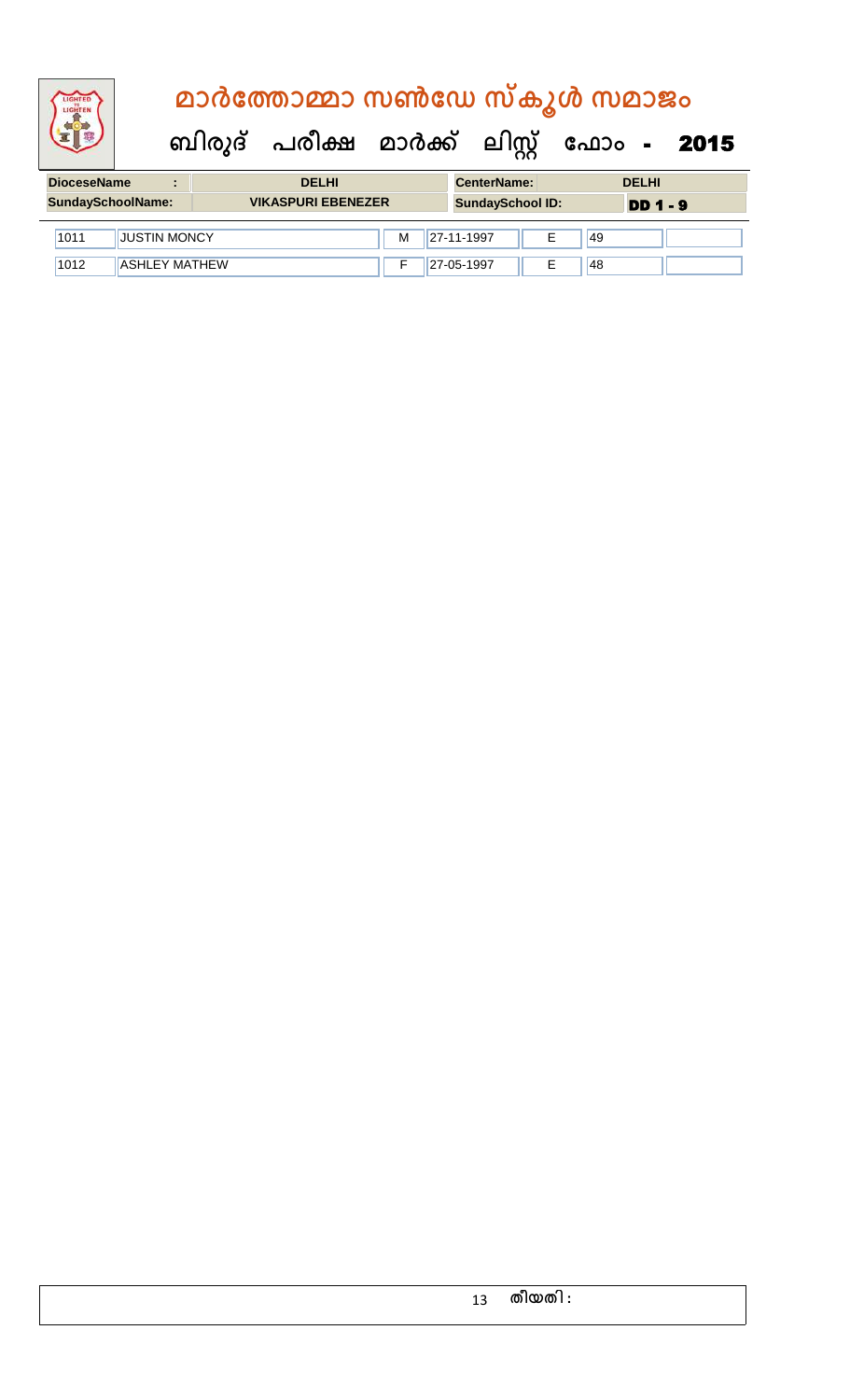# മാർത്തോമ്മാ സൺഡേ സ്കൂൾ സമാജം

## ബിരുദ് പരീക്ഷ മാർക്ക് ലിസ്റ്റ് ഫോം - 2015

| DioceseName : | DELHI | CenterName: | DELHI |
|---|---|---|---|
| SundaySchoolName: | VIKASPURI EBENEZER | SundaySchool ID: | DD 1 - 9 |

| | | | | | | |
|---|---|---|---|---|---|---|
| 1011 | JUSTIN MONCY | M | 27-11-1997 | E | 49 | |
| 1012 | ASHLEY MATHEW | F | 27-05-1997 | E | 48 | |

തീയതി :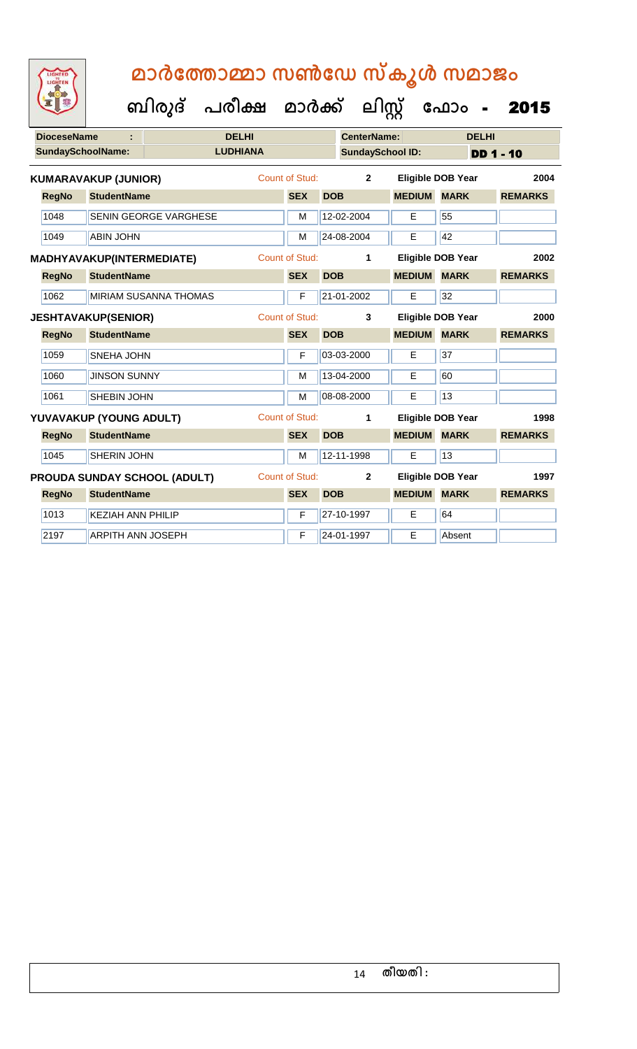# മാർത്തോമ്മാ സൺഡേ സ്കൂൾ സമാജം

## ബിരുദ് പരീക്ഷ മാർക്ക് ലിസ്റ്റ് ഫോം - 2015

**DioceseName :** DELHI **CenterName:** DELHI

**SundaySchoolName:** LUDHIANA **SundaySchool ID:** DD 1 - 10

**KUMARAVAKUP (JUNIOR)** Count of Stud: 2 Eligible DOB Year 2004

| RegNo | StudentName | SEX | DOB | MEDIUM | MARK | REMARKS |
|---|---|---|---|---|---|---|
| 1048 | SENIN GEORGE VARGHESE | M | 12-02-2004 | E | 55 | |
| 1049 | ABIN JOHN | M | 24-08-2004 | E | 42 | |

**MADHYAVAKUP(INTERMEDIATE)** Count of Stud: 1 Eligible DOB Year 2002

| RegNo | StudentName | SEX | DOB | MEDIUM | MARK | REMARKS |
|---|---|---|---|---|---|---|
| 1062 | MIRIAM SUSANNA THOMAS | F | 21-01-2002 | E | 32 | |

**JESHTAVAKUP(SENIOR)** Count of Stud: 3 Eligible DOB Year 2000

| RegNo | StudentName | SEX | DOB | MEDIUM | MARK | REMARKS |
|---|---|---|---|---|---|---|
| 1059 | SNEHA JOHN | F | 03-03-2000 | E | 37 | |
| 1060 | JINSON SUNNY | M | 13-04-2000 | E | 60 | |
| 1061 | SHEBIN JOHN | M | 08-08-2000 | E | 13 | |

**YUVAVAKUP (YOUNG ADULT)** Count of Stud: 1 Eligible DOB Year 1998

| RegNo | StudentName | SEX | DOB | MEDIUM | MARK | REMARKS |
|---|---|---|---|---|---|---|
| 1045 | SHERIN JOHN | M | 12-11-1998 | E | 13 | |

**PROUDA SUNDAY SCHOOL (ADULT)** Count of Stud: 2 Eligible DOB Year 1997

| RegNo | StudentName | SEX | DOB | MEDIUM | MARK | REMARKS |
|---|---|---|---|---|---|---|
| 1013 | KEZIAH ANN PHILIP | F | 27-10-1997 | E | 64 | |
| 2197 | ARPITH ANN JOSEPH | F | 24-01-1997 | E | Absent | |

തീയതി :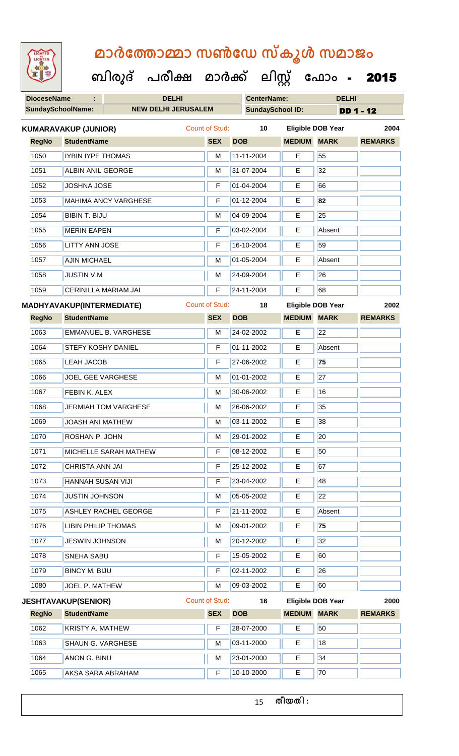# മാർത്തോമ്മാ സൺഡേ സ്കൂൾ സമാജം

## ബിരുദ് പരീക്ഷ മാർക്ക് ലിസ്റ്റ് ഫോം - 2015

| DioceseName : | DELHI | CenterName: | DELHI |
|---|---|---|---|
| SundaySchoolName: | NEW DELHI JERUSALEM | SundaySchool ID: | DD 1 - 12 |

**KUMARAVAKUP (JUNIOR)** Count of Stud: 10 Eligible DOB Year 2004

| RegNo | StudentName | SEX | DOB | MEDIUM | MARK | REMARKS |
|---|---|---|---|---|---|---|
| 1050 | IYBIN IYPE THOMAS | M | 11-11-2004 | E | 55 | |
| 1051 | ALBIN ANIL GEORGE | M | 31-07-2004 | E | 32 | |
| 1052 | JOSHNA JOSE | F | 01-04-2004 | E | 66 | |
| 1053 | MAHIMA ANCY VARGHESE | F | 01-12-2004 | E | **82** | |
| 1054 | BIBIN T. BIJU | M | 04-09-2004 | E | 25 | |
| 1055 | MERIN EAPEN | F | 03-02-2004 | E | Absent | |
| 1056 | LITTY ANN JOSE | F | 16-10-2004 | E | 59 | |
| 1057 | AJIN MICHAEL | M | 01-05-2004 | E | Absent | |
| 1058 | JUSTIN V.M | M | 24-09-2004 | E | 26 | |
| 1059 | CERINILLA MARIAM JAI | F | 24-11-2004 | E | 68 | |

**MADHYAVAKUP(INTERMEDIATE)** Count of Stud: 18 Eligible DOB Year 2002

| RegNo | StudentName | SEX | DOB | MEDIUM | MARK | REMARKS |
|---|---|---|---|---|---|---|
| 1063 | EMMANUEL B. VARGHESE | M | 24-02-2002 | E | 22 | |
| 1064 | STEFY KOSHY DANIEL | F | 01-11-2002 | E | Absent | |
| 1065 | LEAH JACOB | F | 27-06-2002 | E | **75** | |
| 1066 | JOEL GEE VARGHESE | M | 01-01-2002 | E | 27 | |
| 1067 | FEBIN K. ALEX | M | 30-06-2002 | E | 16 | |
| 1068 | JERMIAH TOM VARGHESE | M | 26-06-2002 | E | 35 | |
| 1069 | JOASH ANI MATHEW | M | 03-11-2002 | E | 38 | |
| 1070 | ROSHAN P. JOHN | M | 29-01-2002 | E | 20 | |
| 1071 | MICHELLE SARAH MATHEW | F | 08-12-2002 | E | 50 | |
| 1072 | CHRISTA ANN JAI | F | 25-12-2002 | E | 67 | |
| 1073 | HANNAH SUSAN VIJI | F | 23-04-2002 | E | 48 | |
| 1074 | JUSTIN JOHNSON | M | 05-05-2002 | E | 22 | |
| 1075 | ASHLEY RACHEL GEORGE | F | 21-11-2002 | E | Absent | |
| 1076 | LIBIN PHILIP THOMAS | M | 09-01-2002 | E | **75** | |
| 1077 | JESWIN JOHNSON | M | 20-12-2002 | E | 32 | |
| 1078 | SNEHA SABU | F | 15-05-2002 | E | 60 | |
| 1079 | BINCY M. BIJU | F | 02-11-2002 | E | 26 | |
| 1080 | JOEL P. MATHEW | M | 09-03-2002 | E | 60 | |

**JESHTAVAKUP(SENIOR)** Count of Stud: 16 Eligible DOB Year 2000

| RegNo | StudentName | SEX | DOB | MEDIUM | MARK | REMARKS |
|---|---|---|---|---|---|---|
| 1062 | KRISTY A. MATHEW | F | 28-07-2000 | E | 50 | |
| 1063 | SHAUN G. VARGHESE | M | 03-11-2000 | E | 18 | |
| 1064 | ANON G. BINU | M | 23-01-2000 | E | 34 | |
| 1065 | AKSA SARA ABRAHAM | F | 10-10-2000 | E | 70 | |

തീയതി :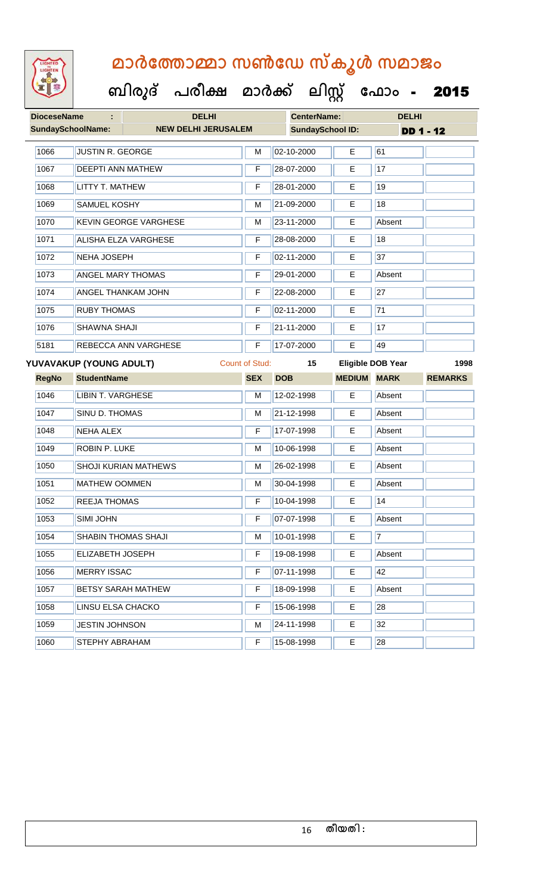# മാർത്തോമ്മാ സൺഡേ സ്കൂൾ സമാജം

**ബിരുദ് പരീക്ഷ മാർക്ക് ലിസ്റ്റ് ഫോം - 2015**

| DioceseName : | DELHI | CenterName: | DELHI |
|---|---|---|---|
| SundaySchoolName: | NEW DELHI JERUSALEM | SundaySchool ID: | DD 1 - 12 |

| RegNo | StudentName | SEX | DOB | MEDIUM | MARK | REMARKS |
|---|---|---|---|---|---|---|
| 1066 | JUSTIN R. GEORGE | M | 02-10-2000 | E | 61 | |
| 1067 | DEEPTI ANN MATHEW | F | 28-07-2000 | E | 17 | |
| 1068 | LITTY T. MATHEW | F | 28-01-2000 | E | 19 | |
| 1069 | SAMUEL KOSHY | M | 21-09-2000 | E | 18 | |
| 1070 | KEVIN GEORGE VARGHESE | M | 23-11-2000 | E | Absent | |
| 1071 | ALISHA ELZA VARGHESE | F | 28-08-2000 | E | 18 | |
| 1072 | NEHA JOSEPH | F | 02-11-2000 | E | 37 | |
| 1073 | ANGEL MARY THOMAS | F | 29-01-2000 | E | Absent | |
| 1074 | ANGEL THANKAM JOHN | F | 22-08-2000 | E | 27 | |
| 1075 | RUBY THOMAS | F | 02-11-2000 | E | 71 | |
| 1076 | SHAWNA SHAJI | F | 21-11-2000 | E | 17 | |
| 5181 | REBECCA ANN VARGHESE | F | 17-07-2000 | E | 49 | |

**YUVAVAKUP (YOUNG ADULT)** Count of Stud: 15 Eligible DOB Year 1998

| RegNo | StudentName | SEX | DOB | MEDIUM | MARK | REMARKS |
|---|---|---|---|---|---|---|
| 1046 | LIBIN T. VARGHESE | M | 12-02-1998 | E | Absent | |
| 1047 | SINU D. THOMAS | M | 21-12-1998 | E | Absent | |
| 1048 | NEHA ALEX | F | 17-07-1998 | E | Absent | |
| 1049 | ROBIN P. LUKE | M | 10-06-1998 | E | Absent | |
| 1050 | SHOJI KURIAN MATHEWS | M | 26-02-1998 | E | Absent | |
| 1051 | MATHEW OOMMEN | M | 30-04-1998 | E | Absent | |
| 1052 | REEJA THOMAS | F | 10-04-1998 | E | 14 | |
| 1053 | SIMI JOHN | F | 07-07-1998 | E | Absent | |
| 1054 | SHABIN THOMAS SHAJI | M | 10-01-1998 | E | 7 | |
| 1055 | ELIZABETH JOSEPH | F | 19-08-1998 | E | Absent | |
| 1056 | MERRY ISSAC | F | 07-11-1998 | E | 42 | |
| 1057 | BETSY SARAH MATHEW | F | 18-09-1998 | E | Absent | |
| 1058 | LINSU ELSA CHACKO | F | 15-06-1998 | E | 28 | |
| 1059 | JESTIN JOHNSON | M | 24-11-1998 | E | 32 | |
| 1060 | STEPHY ABRAHAM | F | 15-08-1998 | E | 28 | |

തീയതി :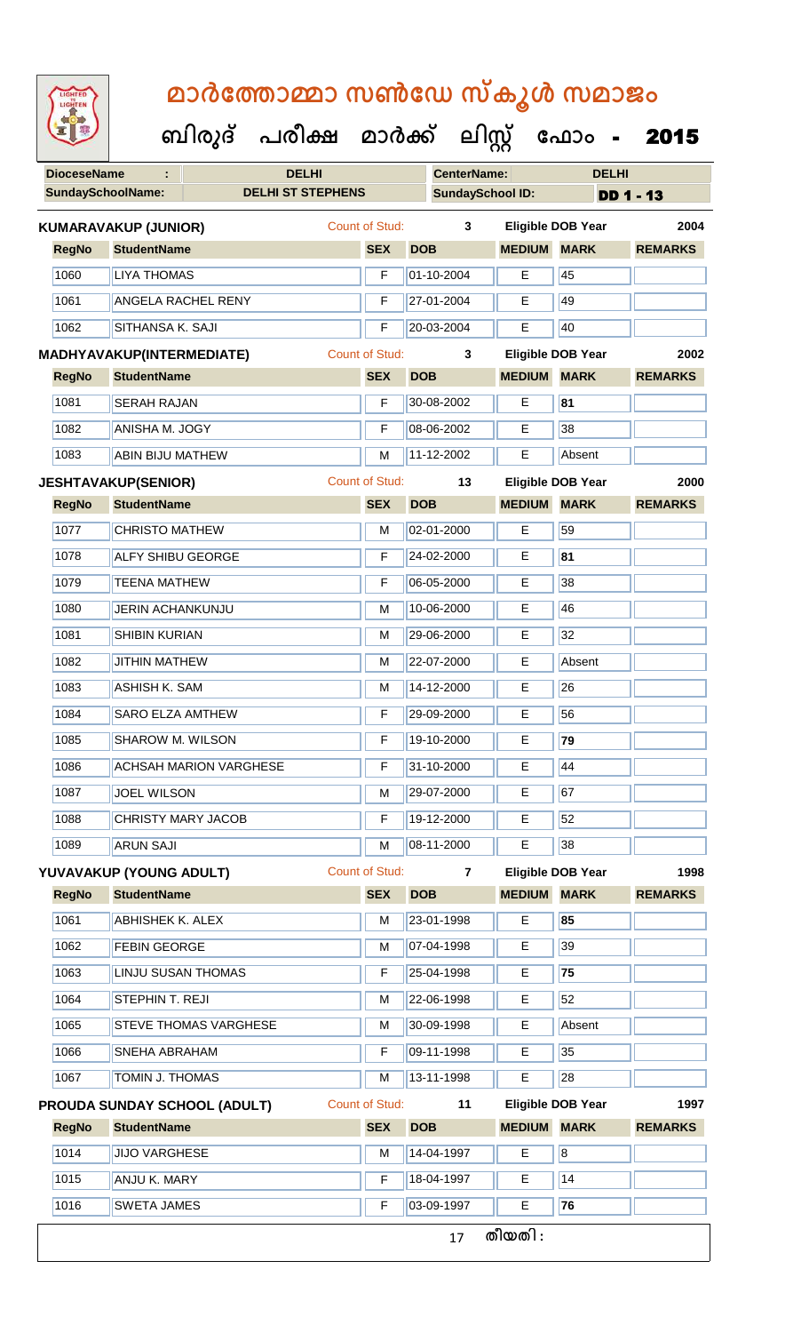# മാർത്തോമ്മാ സൺഡേ സ്കൂൾ സമാജം

**ബിരുദ് പരീക്ഷ മാർക്ക് ലിസ്റ്റ് ഫോം - 2015**

| DioceseName : | DELHI | CenterName: | DELHI |
|---|---|---|---|
| SundaySchoolName: | DELHI ST STEPHENS | SundaySchool ID: | DD 1 - 13 |

**KUMARAVAKUP (JUNIOR)** Count of Stud: 3 Eligible DOB Year 2004

| RegNo | StudentName | SEX | DOB | MEDIUM | MARK | REMARKS |
|---|---|---|---|---|---|---|
| 1060 | LIYA THOMAS | F | 01-10-2004 | E | 45 | |
| 1061 | ANGELA RACHEL RENY | F | 27-01-2004 | E | 49 | |
| 1062 | SITHANSA K. SAJI | F | 20-03-2004 | E | 40 | |

**MADHYAVAKUP(INTERMEDIATE)** Count of Stud: 3 Eligible DOB Year 2002

| RegNo | StudentName | SEX | DOB | MEDIUM | MARK | REMARKS |
|---|---|---|---|---|---|---|
| 1081 | SERAH RAJAN | F | 30-08-2002 | E | **81** | |
| 1082 | ANISHA M. JOGY | F | 08-06-2002 | E | 38 | |
| 1083 | ABIN BIJU MATHEW | M | 11-12-2002 | E | Absent | |

**JESHTAVAKUP(SENIOR)** Count of Stud: 13 Eligible DOB Year 2000

| RegNo | StudentName | SEX | DOB | MEDIUM | MARK | REMARKS |
|---|---|---|---|---|---|---|
| 1077 | CHRISTO MATHEW | M | 02-01-2000 | E | 59 | |
| 1078 | ALFY SHIBU GEORGE | F | 24-02-2000 | E | **81** | |
| 1079 | TEENA MATHEW | F | 06-05-2000 | E | 38 | |
| 1080 | JERIN ACHANKUNJU | M | 10-06-2000 | E | 46 | |
| 1081 | SHIBIN KURIAN | M | 29-06-2000 | E | 32 | |
| 1082 | JITHIN MATHEW | M | 22-07-2000 | E | Absent | |
| 1083 | ASHISH K. SAM | M | 14-12-2000 | E | 26 | |
| 1084 | SARO ELZA AMTHEW | F | 29-09-2000 | E | 56 | |
| 1085 | SHAROW M. WILSON | F | 19-10-2000 | E | **79** | |
| 1086 | ACHSAH MARION VARGHESE | F | 31-10-2000 | E | 44 | |
| 1087 | JOEL WILSON | M | 29-07-2000 | E | 67 | |
| 1088 | CHRISTY MARY JACOB | F | 19-12-2000 | E | 52 | |
| 1089 | ARUN SAJI | M | 08-11-2000 | E | 38 | |

**YUVAVAKUP (YOUNG ADULT)** Count of Stud: 7 Eligible DOB Year 1998

| RegNo | StudentName | SEX | DOB | MEDIUM | MARK | REMARKS |
|---|---|---|---|---|---|---|
| 1061 | ABHISHEK K. ALEX | M | 23-01-1998 | E | **85** | |
| 1062 | FEBIN GEORGE | M | 07-04-1998 | E | 39 | |
| 1063 | LINJU SUSAN THOMAS | F | 25-04-1998 | E | **75** | |
| 1064 | STEPHIN T. REJI | M | 22-06-1998 | E | 52 | |
| 1065 | STEVE THOMAS VARGHESE | M | 30-09-1998 | E | Absent | |
| 1066 | SNEHA ABRAHAM | F | 09-11-1998 | E | 35 | |
| 1067 | TOMIN J. THOMAS | M | 13-11-1998 | E | 28 | |

**PROUDA SUNDAY SCHOOL (ADULT)** Count of Stud: 11 Eligible DOB Year 1997

| RegNo | StudentName | SEX | DOB | MEDIUM | MARK | REMARKS |
|---|---|---|---|---|---|---|
| 1014 | JIJO VARGHESE | M | 14-04-1997 | E | 8 | |
| 1015 | ANJU K. MARY | F | 18-04-1997 | E | 14 | |
| 1016 | SWETA JAMES | F | 03-09-1997 | E | **76** | |

തീയതി :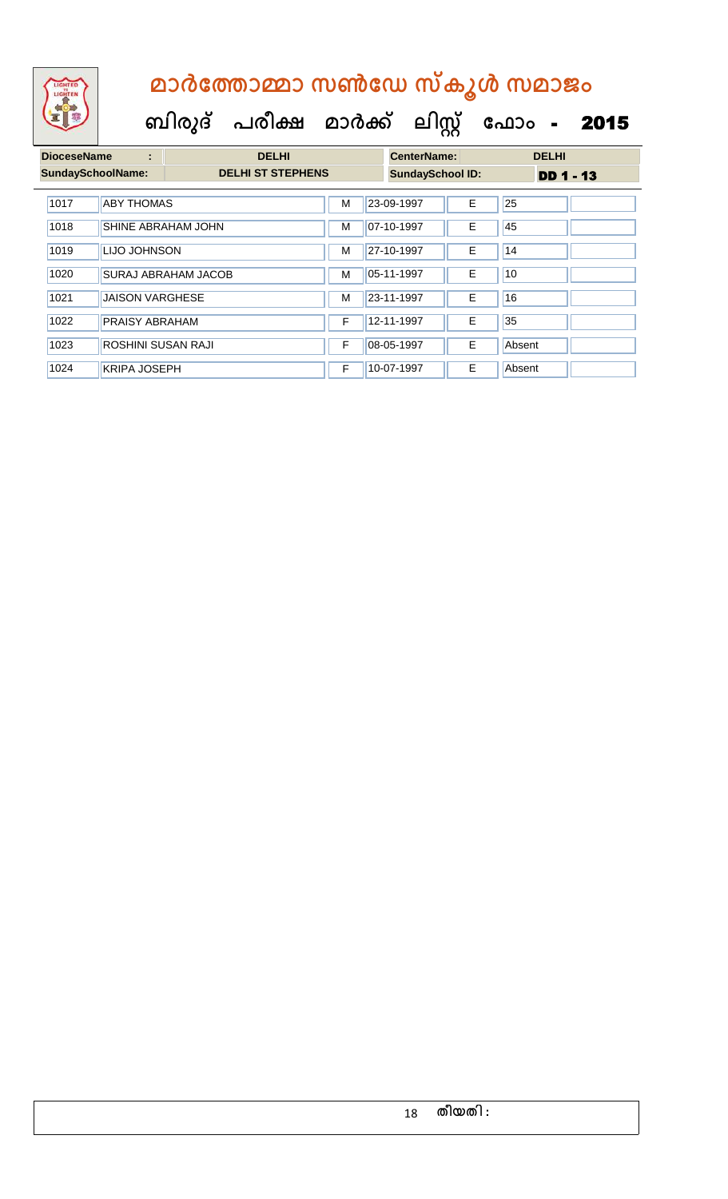# മാർത്തോമ്മാ സൺഡേ സ്കൂൾ സമാജം

## ബിരുദ് പരീക്ഷ മാർക്ക് ലിസ്റ്റ് ഫോം - 2015

| DioceseName : | DELHI | CenterName: | DELHI |
|---|---|---|---|
| SundaySchoolName: | DELHI ST STEPHENS | SundaySchool ID: | DD 1 - 13 |

| | | | | | | |
|---|---|---|---|---|---|---|
| 1017 | ABY THOMAS | M | 23-09-1997 | E | 25 | |
| 1018 | SHINE ABRAHAM JOHN | M | 07-10-1997 | E | 45 | |
| 1019 | LIJO JOHNSON | M | 27-10-1997 | E | 14 | |
| 1020 | SURAJ ABRAHAM JACOB | M | 05-11-1997 | E | 10 | |
| 1021 | JAISON VARGHESE | M | 23-11-1997 | E | 16 | |
| 1022 | PRAISY ABRAHAM | F | 12-11-1997 | E | 35 | |
| 1023 | ROSHINI SUSAN RAJI | F | 08-05-1997 | E | Absent | |
| 1024 | KRIPA JOSEPH | F | 10-07-1997 | E | Absent | |

തീയതി :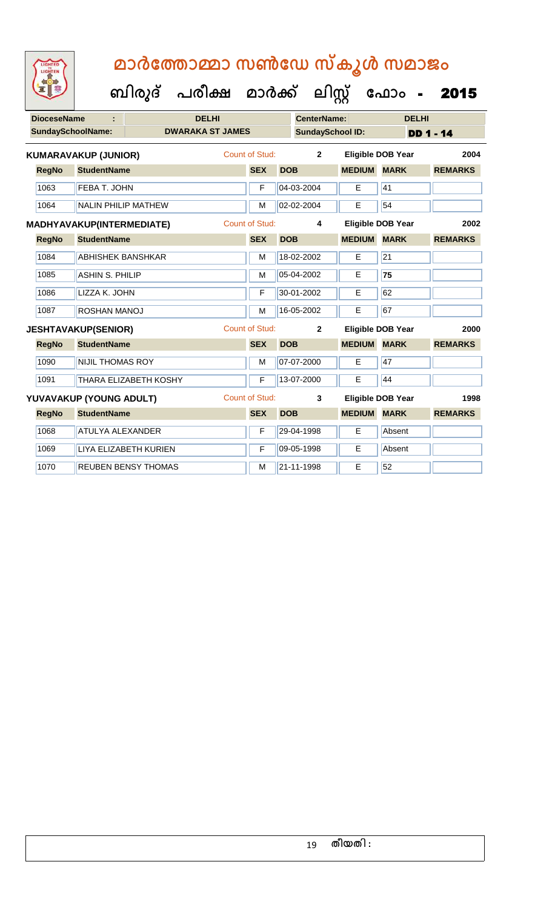# മാർത്തോമ്മാ സൺഡേ സ്കൂൾ സമാജം

## ബിരുദ് പരീക്ഷ മാർക്ക് ലിസ്റ്റ് ഫോം - 2015

| DioceseName : | DELHI | CenterName: | DELHI |
|---|---|---|---|
| SundaySchoolName: | DWARAKA ST JAMES | SundaySchool ID: | DD 1 - 14 |

**KUMARAVAKUP (JUNIOR)** Count of Stud: 2 Eligible DOB Year 2004

| RegNo | StudentName | SEX | DOB | MEDIUM | MARK | REMARKS |
|---|---|---|---|---|---|---|
| 1063 | FEBA T. JOHN | F | 04-03-2004 | E | 41 | |
| 1064 | NALIN PHILIP MATHEW | M | 02-02-2004 | E | 54 | |

**MADHYAVAKUP(INTERMEDIATE)** Count of Stud: 4 Eligible DOB Year 2002

| RegNo | StudentName | SEX | DOB | MEDIUM | MARK | REMARKS |
|---|---|---|---|---|---|---|
| 1084 | ABHISHEK BANSHKAR | M | 18-02-2002 | E | 21 | |
| 1085 | ASHIN S. PHILIP | M | 05-04-2002 | E | **75** | |
| 1086 | LIZZA K. JOHN | F | 30-01-2002 | E | 62 | |
| 1087 | ROSHAN MANOJ | M | 16-05-2002 | E | 67 | |

**JESHTAVAKUP(SENIOR)** Count of Stud: 2 Eligible DOB Year 2000

| RegNo | StudentName | SEX | DOB | MEDIUM | MARK | REMARKS |
|---|---|---|---|---|---|---|
| 1090 | NIJIL THOMAS ROY | M | 07-07-2000 | E | 47 | |
| 1091 | THARA ELIZABETH KOSHY | F | 13-07-2000 | E | 44 | |

**YUVAVAKUP (YOUNG ADULT)** Count of Stud: 3 Eligible DOB Year 1998

| RegNo | StudentName | SEX | DOB | MEDIUM | MARK | REMARKS |
|---|---|---|---|---|---|---|
| 1068 | ATULYA ALEXANDER | F | 29-04-1998 | E | Absent | |
| 1069 | LIYA ELIZABETH KURIEN | F | 09-05-1998 | E | Absent | |
| 1070 | REUBEN BENSY THOMAS | M | 21-11-1998 | E | 52 | |

തീയതി :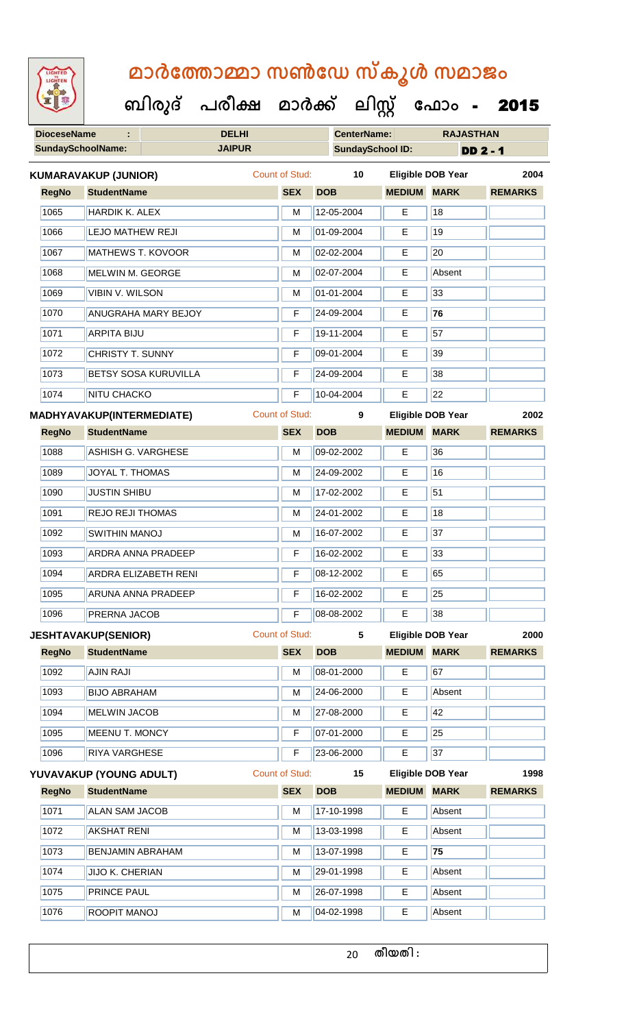# മാർത്തോമ്മാ സൺഡേ സ്കൂൾ സമാജം

## ബിരുദ് പരീക്ഷ മാർക്ക് ലിസ്റ്റ് ഫോം - 2015

| **DioceseName** : | DELHI | **CenterName:** | RAJASTHAN |
|---|---|---|---|
| **SundaySchoolName:** | JAIPUR | **SundaySchool ID:** | DD 2 - 1 |

**KUMARAVAKUP (JUNIOR)** Count of Stud: 10 Eligible DOB Year 2004

| RegNo | StudentName | SEX | DOB | MEDIUM | MARK | REMARKS |
|---|---|---|---|---|---|---|
| 1065 | HARDIK K. ALEX | M | 12-05-2004 | E | 18 | |
| 1066 | LEJO MATHEW REJI | M | 01-09-2004 | E | 19 | |
| 1067 | MATHEWS T. KOVOOR | M | 02-02-2004 | E | 20 | |
| 1068 | MELWIN M. GEORGE | M | 02-07-2004 | E | Absent | |
| 1069 | VIBIN V. WILSON | M | 01-01-2004 | E | 33 | |
| 1070 | ANUGRAHA MARY BEJOY | F | 24-09-2004 | E | **76** | |
| 1071 | ARPITA BIJU | F | 19-11-2004 | E | 57 | |
| 1072 | CHRISTY T. SUNNY | F | 09-01-2004 | E | 39 | |
| 1073 | BETSY SOSA KURUVILLA | F | 24-09-2004 | E | 38 | |
| 1074 | NITU CHACKO | F | 10-04-2004 | E | 22 | |

**MADHYAVAKUP(INTERMEDIATE)** Count of Stud: 9 Eligible DOB Year 2002

| RegNo | StudentName | SEX | DOB | MEDIUM | MARK | REMARKS |
|---|---|---|---|---|---|---|
| 1088 | ASHISH G. VARGHESE | M | 09-02-2002 | E | 36 | |
| 1089 | JOYAL T. THOMAS | M | 24-09-2002 | E | 16 | |
| 1090 | JUSTIN SHIBU | M | 17-02-2002 | E | 51 | |
| 1091 | REJO REJI THOMAS | M | 24-01-2002 | E | 18 | |
| 1092 | SWITHIN MANOJ | M | 16-07-2002 | E | 37 | |
| 1093 | ARDRA ANNA PRADEEP | F | 16-02-2002 | E | 33 | |
| 1094 | ARDRA ELIZABETH RENI | F | 08-12-2002 | E | 65 | |
| 1095 | ARUNA ANNA PRADEEP | F | 16-02-2002 | E | 25 | |
| 1096 | PRERNA JACOB | F | 08-08-2002 | E | 38 | |

**JESHTAVAKUP(SENIOR)** Count of Stud: 5 Eligible DOB Year 2000

| RegNo | StudentName | SEX | DOB | MEDIUM | MARK | REMARKS |
|---|---|---|---|---|---|---|
| 1092 | AJIN RAJI | M | 08-01-2000 | E | 67 | |
| 1093 | BIJO ABRAHAM | M | 24-06-2000 | E | Absent | |
| 1094 | MELWIN JACOB | M | 27-08-2000 | E | 42 | |
| 1095 | MEENU T. MONCY | F | 07-01-2000 | E | 25 | |
| 1096 | RIYA VARGHESE | F | 23-06-2000 | E | 37 | |

**YUVAVAKUP (YOUNG ADULT)** Count of Stud: 15 Eligible DOB Year 1998

| RegNo | StudentName | SEX | DOB | MEDIUM | MARK | REMARKS |
|---|---|---|---|---|---|---|
| 1071 | ALAN SAM JACOB | M | 17-10-1998 | E | Absent | |
| 1072 | AKSHAT RENI | M | 13-03-1998 | E | Absent | |
| 1073 | BENJAMIN ABRAHAM | M | 13-07-1998 | E | **75** | |
| 1074 | JIJO K. CHERIAN | M | 29-01-1998 | E | Absent | |
| 1075 | PRINCE PAUL | M | 26-07-1998 | E | Absent | |
| 1076 | ROOPIT MANOJ | M | 04-02-1998 | E | Absent | |

തീയതി :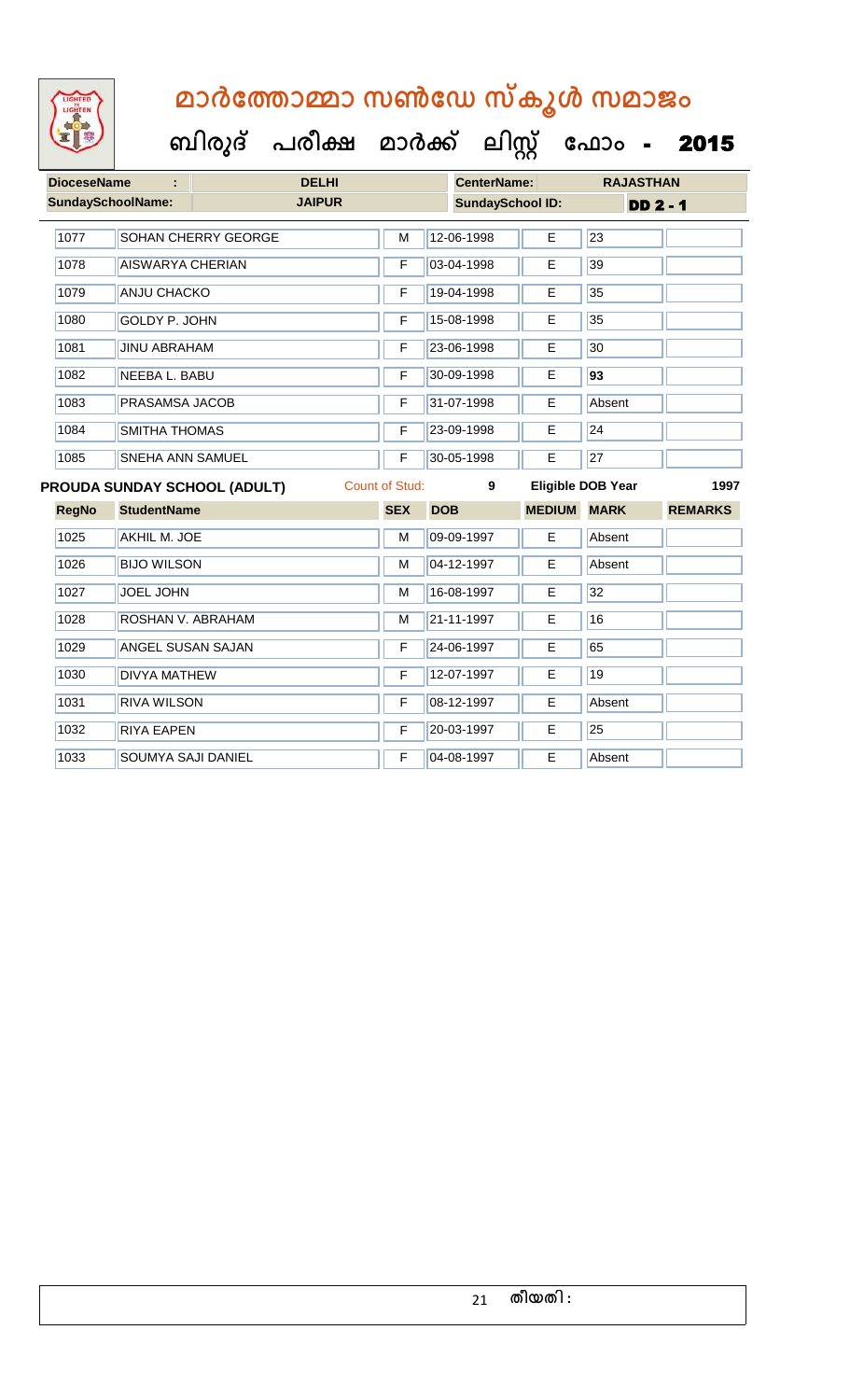# മാർത്തോമ്മാ സൺഡേ സ്കൂൾ സമാജം

## ബിരുദ് പരീക്ഷ മാർക്ക് ലിസ്റ്റ് ഫോം - 2015

| DioceseName : | DELHI | CenterName: | RAJASTHAN |
|---|---|---|---|
| SundaySchoolName: | JAIPUR | SundaySchool ID: | DD 2 - 1 |

| RegNo | StudentName | SEX | DOB | MEDIUM | MARK | REMARKS |
|---|---|---|---|---|---|---|
| 1077 | SOHAN CHERRY GEORGE | M | 12-06-1998 | E | 23 | |
| 1078 | AISWARYA CHERIAN | F | 03-04-1998 | E | 39 | |
| 1079 | ANJU CHACKO | F | 19-04-1998 | E | 35 | |
| 1080 | GOLDY P. JOHN | F | 15-08-1998 | E | 35 | |
| 1081 | JINU ABRAHAM | F | 23-06-1998 | E | 30 | |
| 1082 | NEEBA L. BABU | F | 30-09-1998 | E | **93** | |
| 1083 | PRASAMSA JACOB | F | 31-07-1998 | E | Absent | |
| 1084 | SMITHA THOMAS | F | 23-09-1998 | E | 24 | |
| 1085 | SNEHA ANN SAMUEL | F | 30-05-1998 | E | 27 | |

**PROUDA SUNDAY SCHOOL (ADULT)** Count of Stud: 9 Eligible DOB Year 1997

| RegNo | StudentName | SEX | DOB | MEDIUM | MARK | REMARKS |
|---|---|---|---|---|---|---|
| 1025 | AKHIL M. JOE | M | 09-09-1997 | E | Absent | |
| 1026 | BIJO WILSON | M | 04-12-1997 | E | Absent | |
| 1027 | JOEL JOHN | M | 16-08-1997 | E | 32 | |
| 1028 | ROSHAN V. ABRAHAM | M | 21-11-1997 | E | 16 | |
| 1029 | ANGEL SUSAN SAJAN | F | 24-06-1997 | E | 65 | |
| 1030 | DIVYA MATHEW | F | 12-07-1997 | E | 19 | |
| 1031 | RIVA WILSON | F | 08-12-1997 | E | Absent | |
| 1032 | RIYA EAPEN | F | 20-03-1997 | E | 25 | |
| 1033 | SOUMYA SAJI DANIEL | F | 04-08-1997 | E | Absent | |

തീയതി :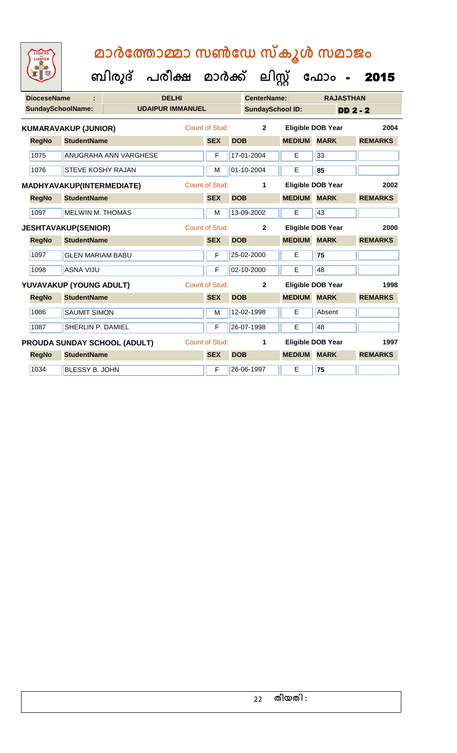# മാർത്തോമ്മാ സൺഡേ സ്കൂൾ സമാജം

## ബിരുദ് പരീക്ഷ മാർക്ക് ലിസ്റ്റ് ഫോം - 2015

| DioceseName : | DELHI | CenterName: | RAJASTHAN |
|---|---|---|---|
| SundaySchoolName: | UDAIPUR IMMANUEL | SundaySchool ID: | DD 2 - 2 |

**KUMARAVAKUP (JUNIOR)** Count of Stud: 2 Eligible DOB Year 2004

| RegNo | StudentName | SEX | DOB | MEDIUM | MARK | REMARKS |
|---|---|---|---|---|---|---|
| 1075 | ANUGRAHA ANN VARGHESE | F | 17-01-2004 | E | 33 | |
| 1076 | STEVE KOSHY RAJAN | M | 01-10-2004 | E | 85 | |

**MADHYAVAKUP(INTERMEDIATE)** Count of Stud: 1 Eligible DOB Year 2002

| RegNo | StudentName | SEX | DOB | MEDIUM | MARK | REMARKS |
|---|---|---|---|---|---|---|
| 1097 | MELWIN M. THOMAS | M | 13-09-2002 | E | 43 | |

**JESHTAVAKUP(SENIOR)** Count of Stud: 2 Eligible DOB Year 2000

| RegNo | StudentName | SEX | DOB | MEDIUM | MARK | REMARKS |
|---|---|---|---|---|---|---|
| 1097 | GLEN MARIAM BABU | F | 25-02-2000 | E | 75 | |
| 1098 | ASNA VIJU | F | 02-10-2000 | E | 48 | |

**YUVAVAKUP (YOUNG ADULT)** Count of Stud: 2 Eligible DOB Year 1998

| RegNo | StudentName | SEX | DOB | MEDIUM | MARK | REMARKS |
|---|---|---|---|---|---|---|
| 1086 | SAUMIT SIMON | M | 12-02-1998 | E | Absent | |
| 1087 | SHERLIN P. DAMIEL | F | 26-07-1998 | E | 48 | |

**PROUDA SUNDAY SCHOOL (ADULT)** Count of Stud: 1 Eligible DOB Year 1997

| RegNo | StudentName | SEX | DOB | MEDIUM | MARK | REMARKS |
|---|---|---|---|---|---|---|
| 1034 | BLESSY B. JOHN | F | 26-06-1997 | E | 75 | |

തീയതി :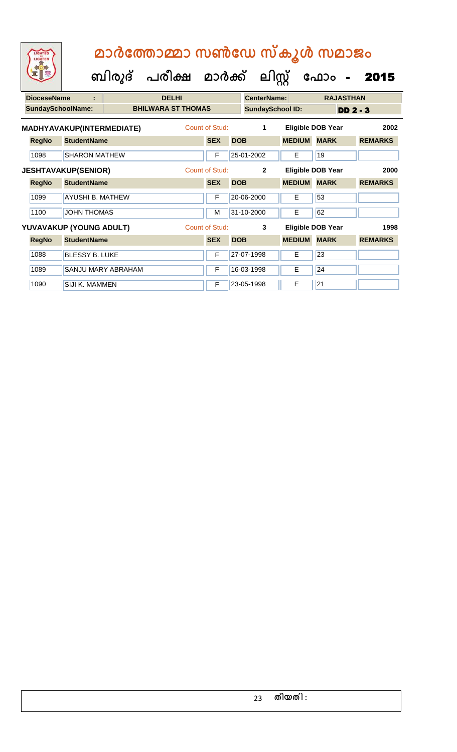# മാർത്തോമ്മാ സൺഡേ സ്കൂൾ സമാജം

## ബിരുദ് പരീക്ഷ മാർക്ക് ലിസ്റ്റ് ഫോം - 2015

| DioceseName | : | DELHI | CenterName: | RAJASTHAN |
|---|---|---|---|---|
| SundaySchoolName: | | BHILWARA ST THOMAS | SundaySchool ID: | DD 2 - 3 |

**MADHYAVAKUP(INTERMEDIATE)** Count of Stud: 1 Eligible DOB Year 2002

| RegNo | StudentName | SEX | DOB | MEDIUM | MARK | REMARKS |
|---|---|---|---|---|---|---|
| 1098 | SHARON MATHEW | F | 25-01-2002 | E | 19 | |

**JESHTAVAKUP(SENIOR)** Count of Stud: 2 Eligible DOB Year 2000

| RegNo | StudentName | SEX | DOB | MEDIUM | MARK | REMARKS |
|---|---|---|---|---|---|---|
| 1099 | AYUSHI B. MATHEW | F | 20-06-2000 | E | 53 | |
| 1100 | JOHN THOMAS | M | 31-10-2000 | E | 62 | |

**YUVAVAKUP (YOUNG ADULT)** Count of Stud: 3 Eligible DOB Year 1998

| RegNo | StudentName | SEX | DOB | MEDIUM | MARK | REMARKS |
|---|---|---|---|---|---|---|
| 1088 | BLESSY B. LUKE | F | 27-07-1998 | E | 23 | |
| 1089 | SANJU MARY ABRAHAM | F | 16-03-1998 | E | 24 | |
| 1090 | SIJI K. MAMMEN | F | 23-05-1998 | E | 21 | |

തീയതി :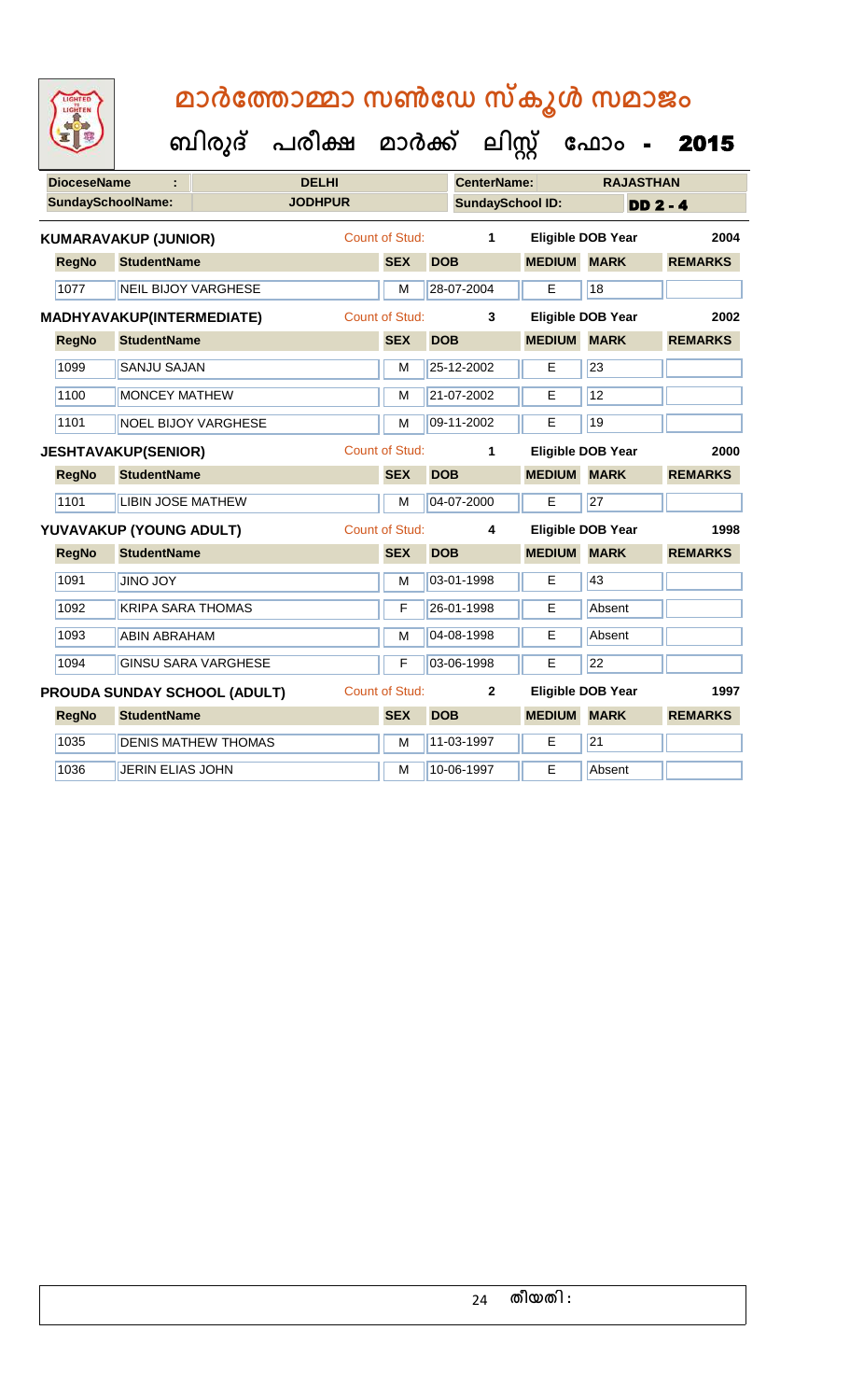# മാർത്തോമ്മാ സൺഡേ സ്കൂൾ സമാജം

## ബിരുദ് പരീക്ഷ മാർക്ക് ലിസ്റ്റ് ഫോം - 2015

**DioceseName :** DELHI  **CenterName:** RAJASTHAN
**SundaySchoolName:** JODHPUR  **SundaySchool ID:** DD 2 - 4

**KUMARAVAKUP (JUNIOR)** — Count of Stud: 1 — Eligible DOB Year: 2004

| RegNo | StudentName | SEX | DOB | MEDIUM | MARK | REMARKS |
|---|---|---|---|---|---|---|
| 1077 | NEIL BIJOY VARGHESE | M | 28-07-2004 | E | 18 | |

**MADHYAVAKUP(INTERMEDIATE)** — Count of Stud: 3 — Eligible DOB Year: 2002

| RegNo | StudentName | SEX | DOB | MEDIUM | MARK | REMARKS |
|---|---|---|---|---|---|---|
| 1099 | SANJU SAJAN | M | 25-12-2002 | E | 23 | |
| 1100 | MONCEY MATHEW | M | 21-07-2002 | E | 12 | |
| 1101 | NOEL BIJOY VARGHESE | M | 09-11-2002 | E | 19 | |

**JESHTAVAKUP(SENIOR)** — Count of Stud: 1 — Eligible DOB Year: 2000

| RegNo | StudentName | SEX | DOB | MEDIUM | MARK | REMARKS |
|---|---|---|---|---|---|---|
| 1101 | LIBIN JOSE MATHEW | M | 04-07-2000 | E | 27 | |

**YUVAVAKUP (YOUNG ADULT)** — Count of Stud: 4 — Eligible DOB Year: 1998

| RegNo | StudentName | SEX | DOB | MEDIUM | MARK | REMARKS |
|---|---|---|---|---|---|---|
| 1091 | JINO JOY | M | 03-01-1998 | E | 43 | |
| 1092 | KRIPA SARA THOMAS | F | 26-01-1998 | E | Absent | |
| 1093 | ABIN ABRAHAM | M | 04-08-1998 | E | Absent | |
| 1094 | GINSU SARA VARGHESE | F | 03-06-1998 | E | 22 | |

**PROUDA SUNDAY SCHOOL (ADULT)** — Count of Stud: 2 — Eligible DOB Year: 1997

| RegNo | StudentName | SEX | DOB | MEDIUM | MARK | REMARKS |
|---|---|---|---|---|---|---|
| 1035 | DENIS MATHEW THOMAS | M | 11-03-1997 | E | 21 | |
| 1036 | JERIN ELIAS JOHN | M | 10-06-1997 | E | Absent | |

തീയതി :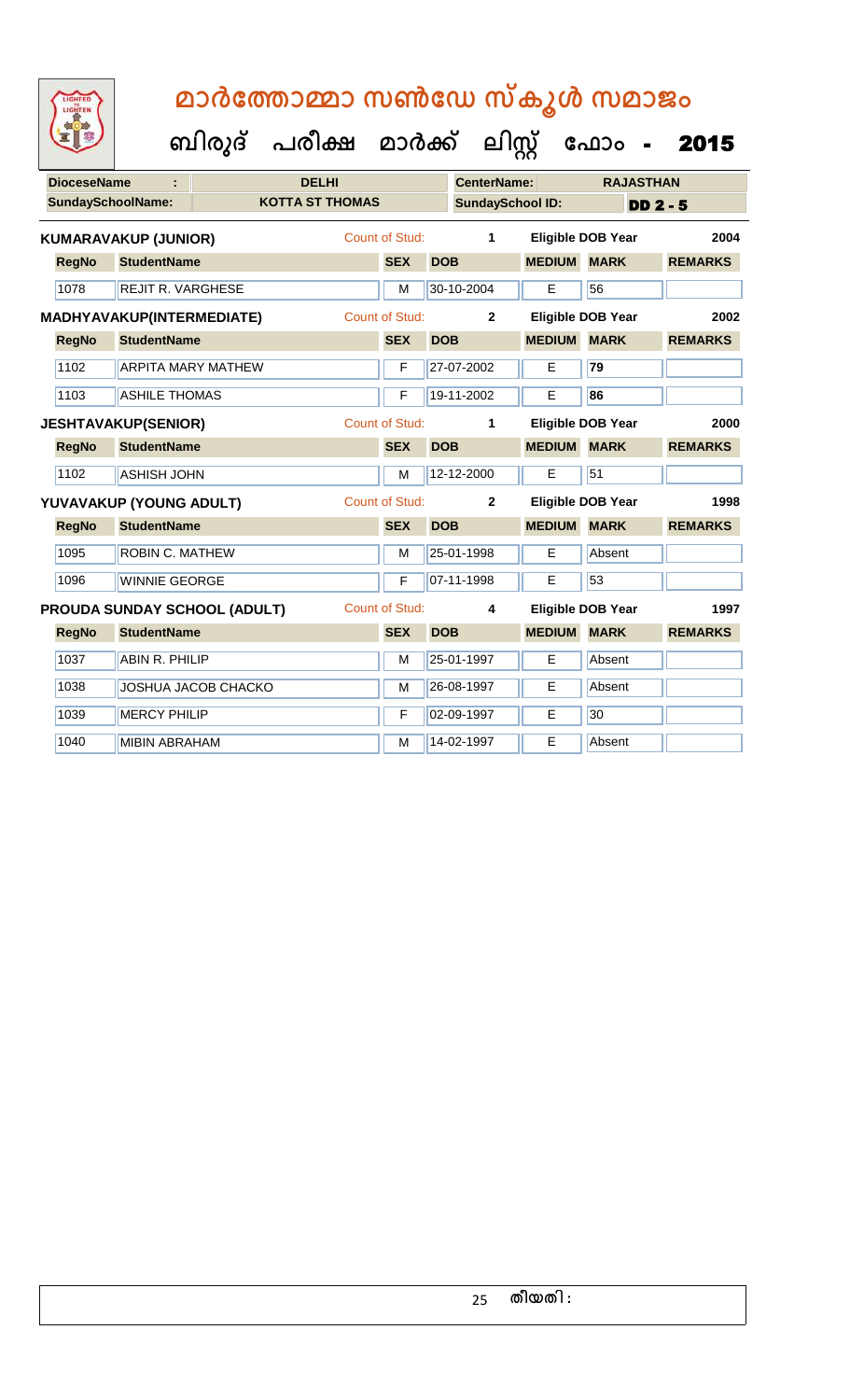# മാർത്തോമ്മാ സൺഡേ സ്കൂൾ സമാജം

**ബിരുദ് പരീക്ഷ മാർക്ക് ലിസ്റ്റ് ഫോം - 2015**

| DioceseName : | DELHI | CenterName: | RAJASTHAN |
|---|---|---|---|
| SundaySchoolName: | KOTTA ST THOMAS | SundaySchool ID: | DD 2 - 5 |

**KUMARAVAKUP (JUNIOR)** Count of Stud: 1 Eligible DOB Year 2004

| RegNo | StudentName | SEX | DOB | MEDIUM | MARK | REMARKS |
|---|---|---|---|---|---|---|
| 1078 | REJIT R. VARGHESE | M | 30-10-2004 | E | 56 | |

**MADHYAVAKUP(INTERMEDIATE)** Count of Stud: 2 Eligible DOB Year 2002

| RegNo | StudentName | SEX | DOB | MEDIUM | MARK | REMARKS |
|---|---|---|---|---|---|---|
| 1102 | ARPITA MARY MATHEW | F | 27-07-2002 | E | 79 | |
| 1103 | ASHILE THOMAS | F | 19-11-2002 | E | 86 | |

**JESHTAVAKUP(SENIOR)** Count of Stud: 1 Eligible DOB Year 2000

| RegNo | StudentName | SEX | DOB | MEDIUM | MARK | REMARKS |
|---|---|---|---|---|---|---|
| 1102 | ASHISH JOHN | M | 12-12-2000 | E | 51 | |

**YUVAVAKUP (YOUNG ADULT)** Count of Stud: 2 Eligible DOB Year 1998

| RegNo | StudentName | SEX | DOB | MEDIUM | MARK | REMARKS |
|---|---|---|---|---|---|---|
| 1095 | ROBIN C. MATHEW | M | 25-01-1998 | E | Absent | |
| 1096 | WINNIE GEORGE | F | 07-11-1998 | E | 53 | |

**PROUDA SUNDAY SCHOOL (ADULT)** Count of Stud: 4 Eligible DOB Year 1997

| RegNo | StudentName | SEX | DOB | MEDIUM | MARK | REMARKS |
|---|---|---|---|---|---|---|
| 1037 | ABIN R. PHILIP | M | 25-01-1997 | E | Absent | |
| 1038 | JOSHUA JACOB CHACKO | M | 26-08-1997 | E | Absent | |
| 1039 | MERCY PHILIP | F | 02-09-1997 | E | 30 | |
| 1040 | MIBIN ABRAHAM | M | 14-02-1997 | E | Absent | |

തീയതി :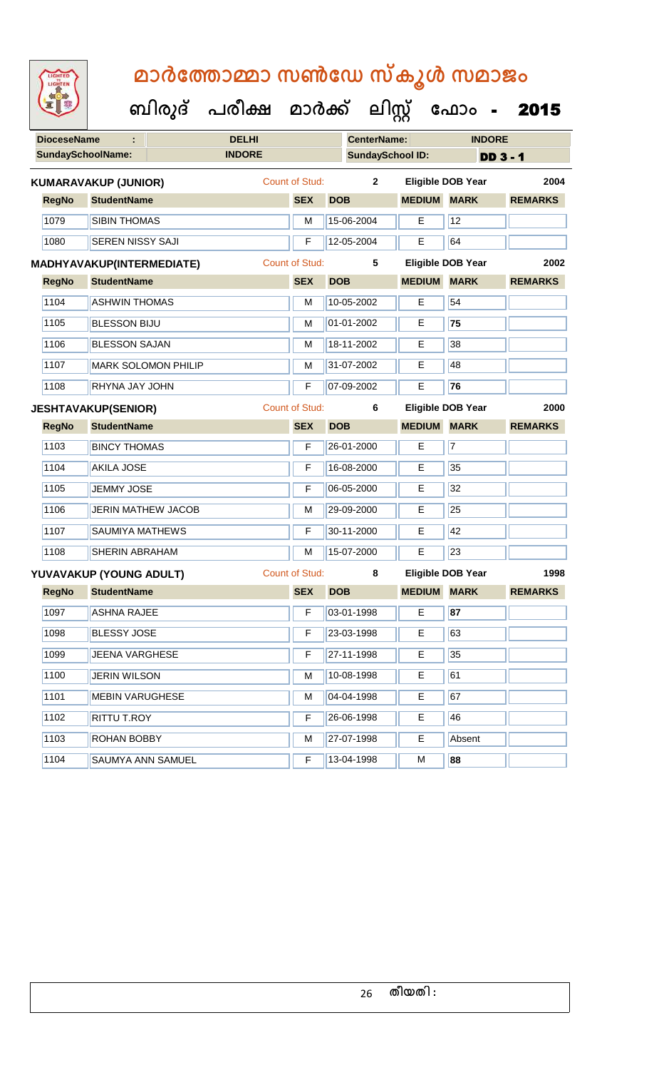# മാർത്തോമ്മാ സൺഡേ സ്കൂൾ സമാജം

## ബിരുദ് പരീക്ഷ മാർക്ക് ലിസ്റ്റ് ഫോം - 2015

| DioceseName : | DELHI | CenterName: | INDORE |
|---|---|---|---|
| SundaySchoolName: | INDORE | SundaySchool ID: | DD 3 - 1 |

**KUMARAVAKUP (JUNIOR)** Count of Stud: 2 Eligible DOB Year 2004

| RegNo | StudentName | SEX | DOB | MEDIUM | MARK | REMARKS |
|---|---|---|---|---|---|---|
| 1079 | SIBIN THOMAS | M | 15-06-2004 | E | 12 | |
| 1080 | SEREN NISSY SAJI | F | 12-05-2004 | E | 64 | |

**MADHYAVAKUP(INTERMEDIATE)** Count of Stud: 5 Eligible DOB Year 2002

| RegNo | StudentName | SEX | DOB | MEDIUM | MARK | REMARKS |
|---|---|---|---|---|---|---|
| 1104 | ASHWIN THOMAS | M | 10-05-2002 | E | 54 | |
| 1105 | BLESSON BIJU | M | 01-01-2002 | E | **75** | |
| 1106 | BLESSON SAJAN | M | 18-11-2002 | E | 38 | |
| 1107 | MARK SOLOMON PHILIP | M | 31-07-2002 | E | 48 | |
| 1108 | RHYNA JAY JOHN | F | 07-09-2002 | E | **76** | |

**JESHTAVAKUP(SENIOR)** Count of Stud: 6 Eligible DOB Year 2000

| RegNo | StudentName | SEX | DOB | MEDIUM | MARK | REMARKS |
|---|---|---|---|---|---|---|
| 1103 | BINCY THOMAS | F | 26-01-2000 | E | 7 | |
| 1104 | AKILA JOSE | F | 16-08-2000 | E | 35 | |
| 1105 | JEMMY JOSE | F | 06-05-2000 | E | 32 | |
| 1106 | JERIN MATHEW JACOB | M | 29-09-2000 | E | 25 | |
| 1107 | SAUMIYA MATHEWS | F | 30-11-2000 | E | 42 | |
| 1108 | SHERIN ABRAHAM | M | 15-07-2000 | E | 23 | |

**YUVAVAKUP (YOUNG ADULT)** Count of Stud: 8 Eligible DOB Year 1998

| RegNo | StudentName | SEX | DOB | MEDIUM | MARK | REMARKS |
|---|---|---|---|---|---|---|
| 1097 | ASHNA RAJEE | F | 03-01-1998 | E | **87** | |
| 1098 | BLESSY JOSE | F | 23-03-1998 | E | 63 | |
| 1099 | JEENA VARGHESE | F | 27-11-1998 | E | 35 | |
| 1100 | JERIN WILSON | M | 10-08-1998 | E | 61 | |
| 1101 | MEBIN VARUGHESE | M | 04-04-1998 | E | 67 | |
| 1102 | RITTU T.ROY | F | 26-06-1998 | E | 46 | |
| 1103 | ROHAN BOBBY | M | 27-07-1998 | E | Absent | |
| 1104 | SAUMYA ANN SAMUEL | F | 13-04-1998 | M | **88** | |

തീയതി :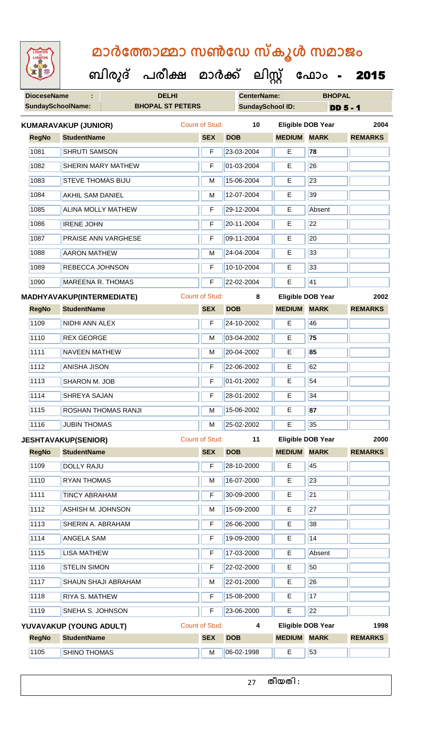# മാർത്തോമ്മാ സൺഡേ സ്കൂൾ സമാജം

## ബിരുദ് പരീക്ഷ മാർക്ക് ലിസ്റ്റ് ഫോം - 2015

| DioceseName : | DELHI | CenterName: | BHOPAL |
|---|---|---|---|
| SundaySchoolName: | BHOPAL ST PETERS | SundaySchool ID: | DD 5 - 1 |

**KUMARAVAKUP (JUNIOR)** Count of Stud: 10 Eligible DOB Year 2004

| RegNo | StudentName | SEX | DOB | MEDIUM | MARK | REMARKS |
|---|---|---|---|---|---|---|
| 1081 | SHRUTI SAMSON | F | 23-03-2004 | E | **78** | |
| 1082 | SHERIN MARY MATHEW | F | 01-03-2004 | E | 26 | |
| 1083 | STEVE THOMAS BIJU | M | 15-06-2004 | E | 23 | |
| 1084 | AKHIL SAM DANIEL | M | 12-07-2004 | E | 39 | |
| 1085 | ALINA MOLLY MATHEW | F | 29-12-2004 | E | Absent | |
| 1086 | IRENE JOHN | F | 20-11-2004 | E | 22 | |
| 1087 | PRAISE ANN VARGHESE | F | 09-11-2004 | E | 20 | |
| 1088 | AARON MATHEW | M | 24-04-2004 | E | 33 | |
| 1089 | REBECCA JOHNSON | F | 10-10-2004 | E | 33 | |
| 1090 | MAREENA R. THOMAS | F | 22-02-2004 | E | 41 | |

**MADHYAVAKUP(INTERMEDIATE)** Count of Stud: 8 Eligible DOB Year 2002

| RegNo | StudentName | SEX | DOB | MEDIUM | MARK | REMARKS |
|---|---|---|---|---|---|---|
| 1109 | NIDHI ANN ALEX | F | 24-10-2002 | E | 46 | |
| 1110 | REX GEORGE | M | 03-04-2002 | E | **75** | |
| 1111 | NAVEEN MATHEW | M | 20-04-2002 | E | **85** | |
| 1112 | ANISHA JISON | F | 22-06-2002 | E | 62 | |
| 1113 | SHARON M. JOB | F | 01-01-2002 | E | 54 | |
| 1114 | SHREYA SAJAN | F | 28-01-2002 | E | 34 | |
| 1115 | ROSHAN THOMAS RANJI | M | 15-06-2002 | E | **87** | |
| 1116 | JUBIN THOMAS | M | 25-02-2002 | E | 35 | |

**JESHTAVAKUP(SENIOR)** Count of Stud: 11 Eligible DOB Year 2000

| RegNo | StudentName | SEX | DOB | MEDIUM | MARK | REMARKS |
|---|---|---|---|---|---|---|
| 1109 | DOLLY RAJU | F | 28-10-2000 | E | 45 | |
| 1110 | RYAN THOMAS | M | 16-07-2000 | E | 23 | |
| 1111 | TINCY ABRAHAM | F | 30-09-2000 | E | 21 | |
| 1112 | ASHISH M. JOHNSON | M | 15-09-2000 | E | 27 | |
| 1113 | SHERIN A. ABRAHAM | F | 26-06-2000 | E | 38 | |
| 1114 | ANGELA SAM | F | 19-09-2000 | E | 14 | |
| 1115 | LISA MATHEW | F | 17-03-2000 | E | Absent | |
| 1116 | STELIN SIMON | F | 22-02-2000 | E | 50 | |
| 1117 | SHAUN SHAJI ABRAHAM | M | 22-01-2000 | E | 26 | |
| 1118 | RIYA S. MATHEW | F | 15-08-2000 | E | 17 | |
| 1119 | SNEHA S. JOHNSON | F | 23-06-2000 | E | 22 | |

**YUVAVAKUP (YOUNG ADULT)** Count of Stud: 4 Eligible DOB Year 1998

| RegNo | StudentName | SEX | DOB | MEDIUM | MARK | REMARKS |
|---|---|---|---|---|---|---|
| 1105 | SHINO THOMAS | M | 06-02-1998 | E | 53 | |

തീയതി :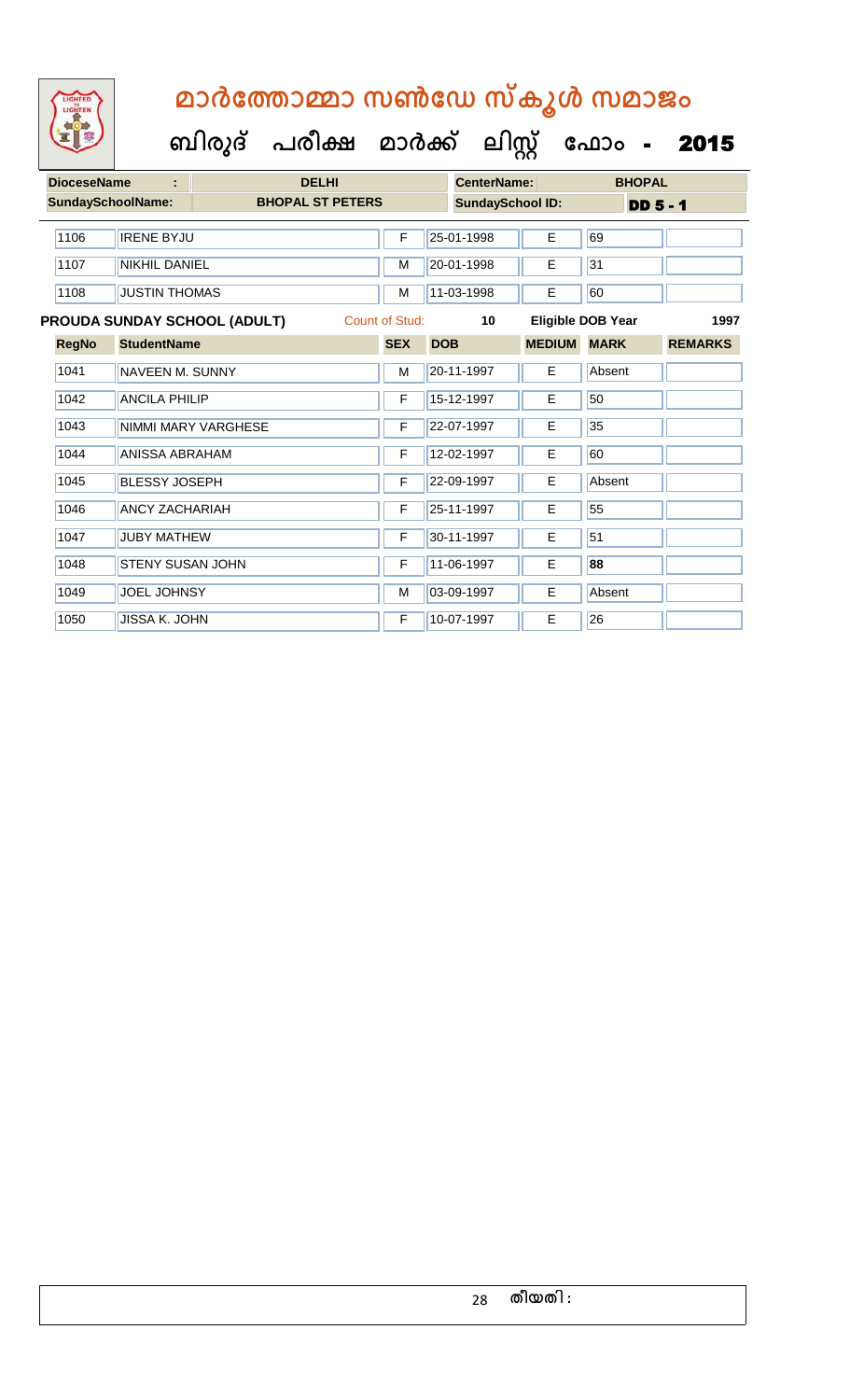# മാർത്തോമ്മാ സൺഡേ സ്കൂൾ സമാജം

## ബിരുദ് പരീക്ഷ മാർക്ക് ലിസ്റ്റ് ഫോം - 2015

| DioceseName : | DELHI | CenterName: | BHOPAL |
|---|---|---|---|
| SundaySchoolName: | BHOPAL ST PETERS | SundaySchool ID: | DD 5 - 1 |

| RegNo | StudentName | SEX | DOB | MEDIUM | MARK | REMARKS |
|---|---|---|---|---|---|---|
| 1106 | IRENE BYJU | F | 25-01-1998 | E | 69 | |
| 1107 | NIKHIL DANIEL | M | 20-01-1998 | E | 31 | |
| 1108 | JUSTIN THOMAS | M | 11-03-1998 | E | 60 | |

**PROUDA SUNDAY SCHOOL (ADULT)** Count of Stud: 10 Eligible DOB Year 1997

| RegNo | StudentName | SEX | DOB | MEDIUM | MARK | REMARKS |
|---|---|---|---|---|---|---|
| 1041 | NAVEEN M. SUNNY | M | 20-11-1997 | E | Absent | |
| 1042 | ANCILA PHILIP | F | 15-12-1997 | E | 50 | |
| 1043 | NIMMI MARY VARGHESE | F | 22-07-1997 | E | 35 | |
| 1044 | ANISSA ABRAHAM | F | 12-02-1997 | E | 60 | |
| 1045 | BLESSY JOSEPH | F | 22-09-1997 | E | Absent | |
| 1046 | ANCY ZACHARIAH | F | 25-11-1997 | E | 55 | |
| 1047 | JUBY MATHEW | F | 30-11-1997 | E | 51 | |
| 1048 | STENY SUSAN JOHN | F | 11-06-1997 | E | **88** | |
| 1049 | JOEL JOHNSY | M | 03-09-1997 | E | Absent | |
| 1050 | JISSA K. JOHN | F | 10-07-1997 | E | 26 | |

തീയതി :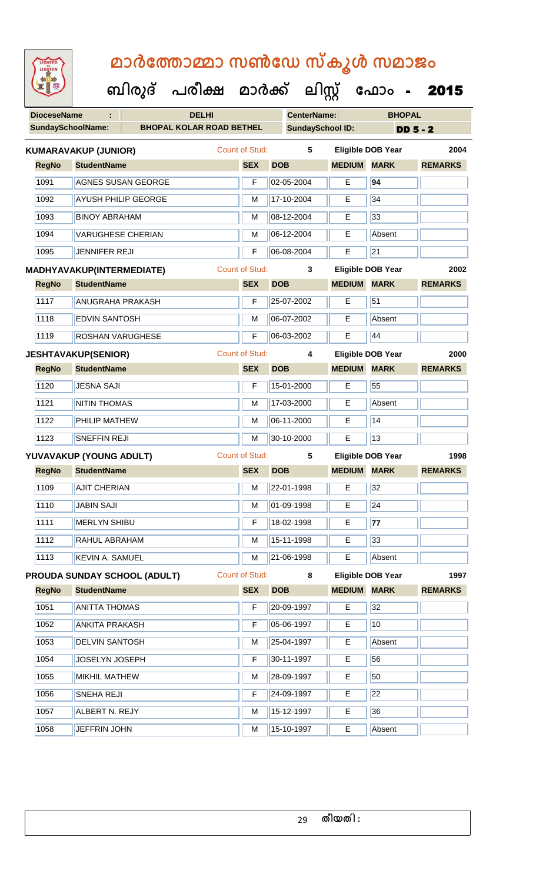# മാർത്തോമ്മാ സൺഡേ സ്കൂൾ സമാജം

## ബിരുദ് പരീക്ഷ മാർക്ക് ലിസ്റ്റ് ഫോം - 2015

**DioceseName :** DELHI **CenterName:** BHOPAL

**SundaySchoolName:** BHOPAL KOLAR ROAD BETHEL **SundaySchool ID:** DD 5 - 2

### KUMARAVAKUP (JUNIOR)
Count of Stud: 5 — Eligible DOB Year: 2004

| RegNo | StudentName | SEX | DOB | MEDIUM | MARK | REMARKS |
|---|---|---|---|---|---|---|
| 1091 | AGNES SUSAN GEORGE | F | 02-05-2004 | E | **94** | |
| 1092 | AYUSH PHILIP GEORGE | M | 17-10-2004 | E | 34 | |
| 1093 | BINOY ABRAHAM | M | 08-12-2004 | E | 33 | |
| 1094 | VARUGHESE CHERIAN | M | 06-12-2004 | E | Absent | |
| 1095 | JENNIFER REJI | F | 06-08-2004 | E | 21 | |

### MADHYAVAKUP(INTERMEDIATE)
Count of Stud: 3 — Eligible DOB Year: 2002

| RegNo | StudentName | SEX | DOB | MEDIUM | MARK | REMARKS |
|---|---|---|---|---|---|---|
| 1117 | ANUGRAHA PRAKASH | F | 25-07-2002 | E | 51 | |
| 1118 | EDVIN SANTOSH | M | 06-07-2002 | E | Absent | |
| 1119 | ROSHAN VARUGHESE | F | 06-03-2002 | E | 44 | |

### JESHTAVAKUP(SENIOR)
Count of Stud: 4 — Eligible DOB Year: 2000

| RegNo | StudentName | SEX | DOB | MEDIUM | MARK | REMARKS |
|---|---|---|---|---|---|---|
| 1120 | JESNA SAJI | F | 15-01-2000 | E | 55 | |
| 1121 | NITIN THOMAS | M | 17-03-2000 | E | Absent | |
| 1122 | PHILIP MATHEW | M | 06-11-2000 | E | 14 | |
| 1123 | SNEFFIN REJI | M | 30-10-2000 | E | 13 | |

### YUVAVAKUP (YOUNG ADULT)
Count of Stud: 5 — Eligible DOB Year: 1998

| RegNo | StudentName | SEX | DOB | MEDIUM | MARK | REMARKS |
|---|---|---|---|---|---|---|
| 1109 | AJIT CHERIAN | M | 22-01-1998 | E | 32 | |
| 1110 | JABIN SAJI | M | 01-09-1998 | E | 24 | |
| 1111 | MERLYN SHIBU | F | 18-02-1998 | E | **77** | |
| 1112 | RAHUL ABRAHAM | M | 15-11-1998 | E | 33 | |
| 1113 | KEVIN A. SAMUEL | M | 21-06-1998 | E | Absent | |

### PROUDA SUNDAY SCHOOL (ADULT)
Count of Stud: 8 — Eligible DOB Year: 1997

| RegNo | StudentName | SEX | DOB | MEDIUM | MARK | REMARKS |
|---|---|---|---|---|---|---|
| 1051 | ANITTA THOMAS | F | 20-09-1997 | E | 32 | |
| 1052 | ANKITA PRAKASH | F | 05-06-1997 | E | 10 | |
| 1053 | DELVIN SANTOSH | M | 25-04-1997 | E | Absent | |
| 1054 | JOSELYN JOSEPH | F | 30-11-1997 | E | 56 | |
| 1055 | MIKHIL MATHEW | M | 28-09-1997 | E | 50 | |
| 1056 | SNEHA REJI | F | 24-09-1997 | E | 22 | |
| 1057 | ALBERT N. REJY | M | 15-12-1997 | E | 36 | |
| 1058 | JEFFRIN JOHN | M | 15-10-1997 | E | Absent | |

തീയതി :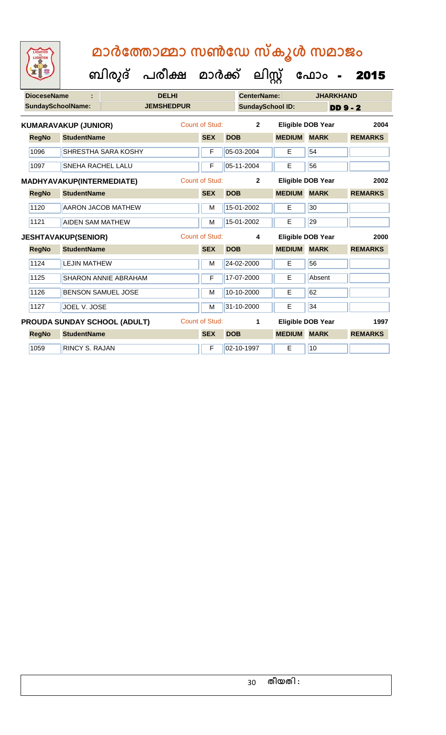# മാർത്തോമ്മാ സൺഡേ സ്കൂൾ സമാജം

## ബിരുദ് പരീക്ഷ മാർക്ക് ലിസ്റ്റ് ഫോം - 2015

**DioceseName :** DELHI **CenterName:** JHARKHAND

**SundaySchoolName:** JEMSHEDPUR **SundaySchool ID:** DD 9 - 2

**KUMARAVAKUP (JUNIOR)** Count of Stud: 2 Eligible DOB Year 2004

| RegNo | StudentName | SEX | DOB | MEDIUM | MARK | REMARKS |
|---|---|---|---|---|---|---|
| 1096 | SHRESTHA SARA KOSHY | F | 05-03-2004 | E | 54 | |
| 1097 | SNEHA RACHEL LALU | F | 05-11-2004 | E | 56 | |

**MADHYAVAKUP(INTERMEDIATE)** Count of Stud: 2 Eligible DOB Year 2002

| RegNo | StudentName | SEX | DOB | MEDIUM | MARK | REMARKS |
|---|---|---|---|---|---|---|
| 1120 | AARON JACOB MATHEW | M | 15-01-2002 | E | 30 | |
| 1121 | AIDEN SAM MATHEW | M | 15-01-2002 | E | 29 | |

**JESHTAVAKUP(SENIOR)** Count of Stud: 4 Eligible DOB Year 2000

| RegNo | StudentName | SEX | DOB | MEDIUM | MARK | REMARKS |
|---|---|---|---|---|---|---|
| 1124 | LEJIN MATHEW | M | 24-02-2000 | E | 56 | |
| 1125 | SHARON ANNIE ABRAHAM | F | 17-07-2000 | E | Absent | |
| 1126 | BENSON SAMUEL JOSE | M | 10-10-2000 | E | 62 | |
| 1127 | JOEL V. JOSE | M | 31-10-2000 | E | 34 | |

**PROUDA SUNDAY SCHOOL (ADULT)** Count of Stud: 1 Eligible DOB Year 1997

| RegNo | StudentName | SEX | DOB | MEDIUM | MARK | REMARKS |
|---|---|---|---|---|---|---|
| 1059 | RINCY S. RAJAN | F | 02-10-1997 | E | 10 | |

തീയതി :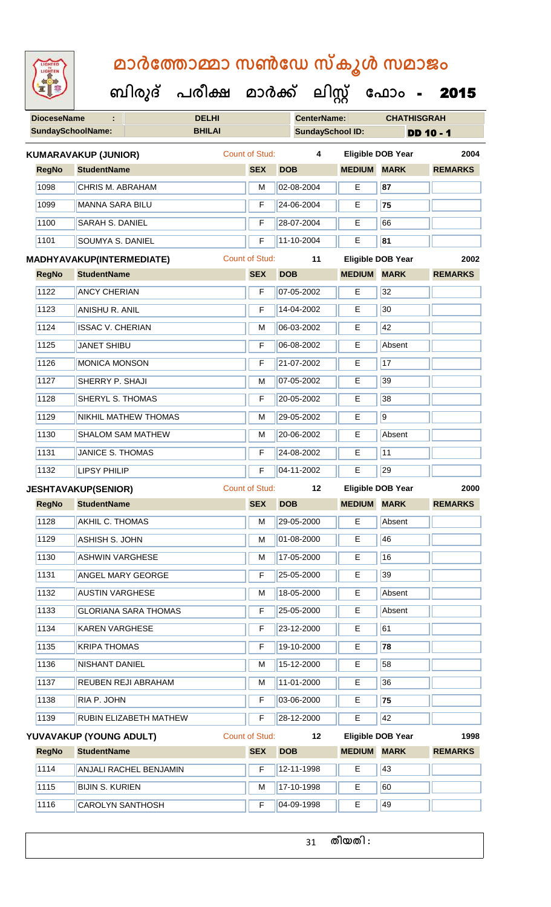# മാർത്തോമ്മാ സൺഡേ സ്കൂൾ സമാജം

## ബിരുദ് പരീക്ഷ മാർക്ക് ലിസ്റ്റ് ഫോം - 2015

| **DioceseName** | : | **DELHI** | **CenterName:** | **CHATHISGRAH** |
|---|---|---|---|---|
| **SundaySchoolName:** | | **BHILAI** | **SundaySchool ID:** | **DD 10 - 1** |

**KUMARAVAKUP (JUNIOR)** Count of Stud: **4** **Eligible DOB Year** **2004**

| RegNo | StudentName | SEX | DOB | MEDIUM | MARK | REMARKS |
|---|---|---|---|---|---|---|
| 1098 | CHRIS M. ABRAHAM | M | 02-08-2004 | E | **87** | |
| 1099 | MANNA SARA BILU | F | 24-06-2004 | E | **75** | |
| 1100 | SARAH S. DANIEL | F | 28-07-2004 | E | 66 | |
| 1101 | SOUMYA S. DANIEL | F | 11-10-2004 | E | **81** | |

**MADHYAVAKUP(INTERMEDIATE)** Count of Stud: **11** **Eligible DOB Year** **2002**

| RegNo | StudentName | SEX | DOB | MEDIUM | MARK | REMARKS |
|---|---|---|---|---|---|---|
| 1122 | ANCY CHERIAN | F | 07-05-2002 | E | 32 | |
| 1123 | ANISHU R. ANIL | F | 14-04-2002 | E | 30 | |
| 1124 | ISSAC V. CHERIAN | M | 06-03-2002 | E | 42 | |
| 1125 | JANET SHIBU | F | 06-08-2002 | E | Absent | |
| 1126 | MONICA MONSON | F | 21-07-2002 | E | 17 | |
| 1127 | SHERRY P. SHAJI | M | 07-05-2002 | E | 39 | |
| 1128 | SHERYL S. THOMAS | F | 20-05-2002 | E | 38 | |
| 1129 | NIKHIL MATHEW THOMAS | M | 29-05-2002 | E | 9 | |
| 1130 | SHALOM SAM MATHEW | M | 20-06-2002 | E | Absent | |
| 1131 | JANICE S. THOMAS | F | 24-08-2002 | E | 11 | |
| 1132 | LIPSY PHILIP | F | 04-11-2002 | E | 29 | |

**JESHTAVAKUP(SENIOR)** Count of Stud: **12** **Eligible DOB Year** **2000**

| RegNo | StudentName | SEX | DOB | MEDIUM | MARK | REMARKS |
|---|---|---|---|---|---|---|
| 1128 | AKHIL C. THOMAS | M | 29-05-2000 | E | Absent | |
| 1129 | ASHISH S. JOHN | M | 01-08-2000 | E | 46 | |
| 1130 | ASHWIN VARGHESE | M | 17-05-2000 | E | 16 | |
| 1131 | ANGEL MARY GEORGE | F | 25-05-2000 | E | 39 | |
| 1132 | AUSTIN VARGHESE | M | 18-05-2000 | E | Absent | |
| 1133 | GLORIANA SARA THOMAS | F | 25-05-2000 | E | Absent | |
| 1134 | KAREN VARGHESE | F | 23-12-2000 | E | 61 | |
| 1135 | KRIPA THOMAS | F | 19-10-2000 | E | **78** | |
| 1136 | NISHANT DANIEL | M | 15-12-2000 | E | 58 | |
| 1137 | REUBEN REJI ABRAHAM | M | 11-01-2000 | E | 36 | |
| 1138 | RIA P. JOHN | F | 03-06-2000 | E | **75** | |
| 1139 | RUBIN ELIZABETH MATHEW | F | 28-12-2000 | E | 42 | |

**YUVAVAKUP (YOUNG ADULT)** Count of Stud: **12** **Eligible DOB Year** **1998**

| RegNo | StudentName | SEX | DOB | MEDIUM | MARK | REMARKS |
|---|---|---|---|---|---|---|
| 1114 | ANJALI RACHEL BENJAMIN | F | 12-11-1998 | E | 43 | |
| 1115 | BIJIN S. KURIEN | M | 17-10-1998 | E | 60 | |
| 1116 | CAROLYN SANTHOSH | F | 04-09-1998 | E | 49 | |

തീയതി :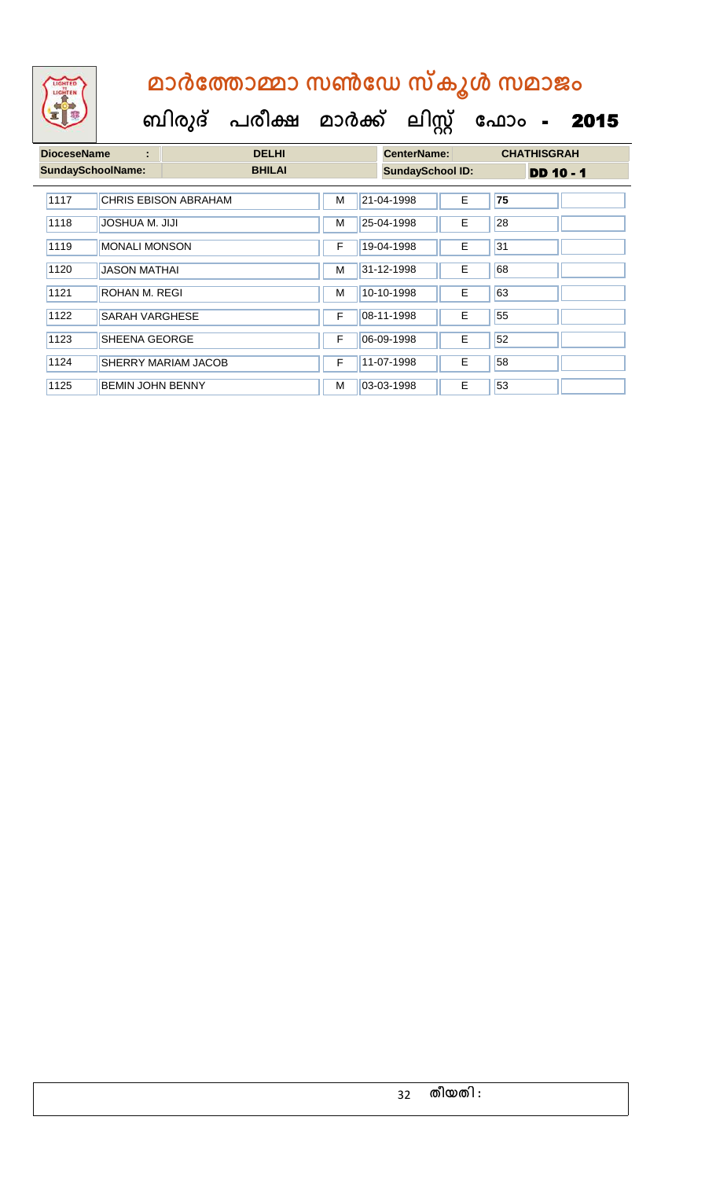# മാർത്തോമ്മാ സൺഡേ സ്കൂൾ സമാജം

## ബിരുദ് പരീക്ഷ മാർക്ക് ലിസ്റ്റ് ഫോം - 2015

| DioceseName : | DELHI | CenterName: | CHATHISGRAH |
|---|---|---|---|
| SundaySchoolName: | BHILAI | SundaySchool ID: | DD 10 - 1 |

| | | | | | | |
|---|---|---|---|---|---|---|
| 1117 | CHRIS EBISON ABRAHAM | M | 21-04-1998 | E | 75 | |
| 1118 | JOSHUA M. JIJI | M | 25-04-1998 | E | 28 | |
| 1119 | MONALI MONSON | F | 19-04-1998 | E | 31 | |
| 1120 | JASON MATHAI | M | 31-12-1998 | E | 68 | |
| 1121 | ROHAN M. REGI | M | 10-10-1998 | E | 63 | |
| 1122 | SARAH VARGHESE | F | 08-11-1998 | E | 55 | |
| 1123 | SHEENA GEORGE | F | 06-09-1998 | E | 52 | |
| 1124 | SHERRY MARIAM JACOB | F | 11-07-1998 | E | 58 | |
| 1125 | BEMIN JOHN BENNY | M | 03-03-1998 | E | 53 | |

തീയതി :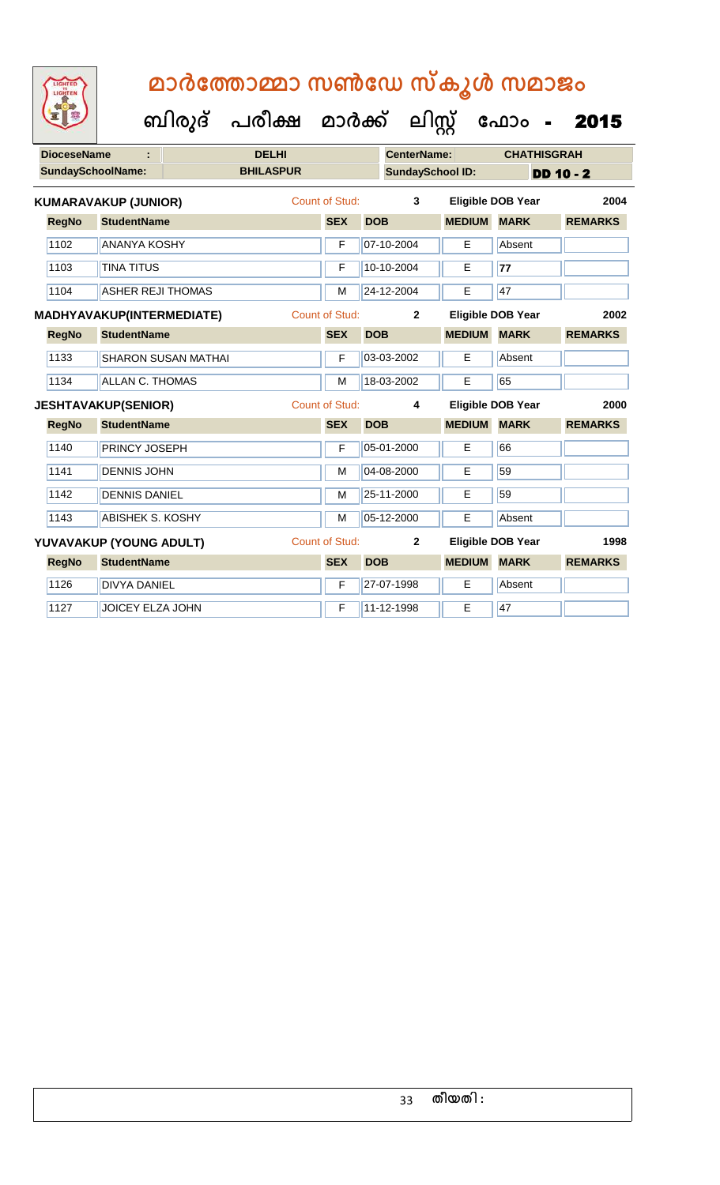# മാർത്തോമ്മാ സൺഡേ സ്കൂൾ സമാജം

## ബിരുദ് പരീക്ഷ മാർക്ക് ലിസ്റ്റ് ഫോം - 2015

| DioceseName : | DELHI | CenterName: | CHATHISGRAH |
|---|---|---|---|
| SundaySchoolName: | BHILASPUR | SundaySchool ID: | DD 10 - 2 |

**KUMARAVAKUP (JUNIOR)** Count of Stud: 3 Eligible DOB Year 2004

| RegNo | StudentName | SEX | DOB | MEDIUM | MARK | REMARKS |
|---|---|---|---|---|---|---|
| 1102 | ANANYA KOSHY | F | 07-10-2004 | E | Absent | |
| 1103 | TINA TITUS | F | 10-10-2004 | E | 77 | |
| 1104 | ASHER REJI THOMAS | M | 24-12-2004 | E | 47 | |

**MADHYAVAKUP(INTERMEDIATE)** Count of Stud: 2 Eligible DOB Year 2002

| RegNo | StudentName | SEX | DOB | MEDIUM | MARK | REMARKS |
|---|---|---|---|---|---|---|
| 1133 | SHARON SUSAN MATHAI | F | 03-03-2002 | E | Absent | |
| 1134 | ALLAN C. THOMAS | M | 18-03-2002 | E | 65 | |

**JESHTAVAKUP(SENIOR)** Count of Stud: 4 Eligible DOB Year 2000

| RegNo | StudentName | SEX | DOB | MEDIUM | MARK | REMARKS |
|---|---|---|---|---|---|---|
| 1140 | PRINCY JOSEPH | F | 05-01-2000 | E | 66 | |
| 1141 | DENNIS JOHN | M | 04-08-2000 | E | 59 | |
| 1142 | DENNIS DANIEL | M | 25-11-2000 | E | 59 | |
| 1143 | ABISHEK S. KOSHY | M | 05-12-2000 | E | Absent | |

**YUVAVAKUP (YOUNG ADULT)** Count of Stud: 2 Eligible DOB Year 1998

| RegNo | StudentName | SEX | DOB | MEDIUM | MARK | REMARKS |
|---|---|---|---|---|---|---|
| 1126 | DIVYA DANIEL | F | 27-07-1998 | E | Absent | |
| 1127 | JOICEY ELZA JOHN | F | 11-12-1998 | E | 47 | |

തീയതി :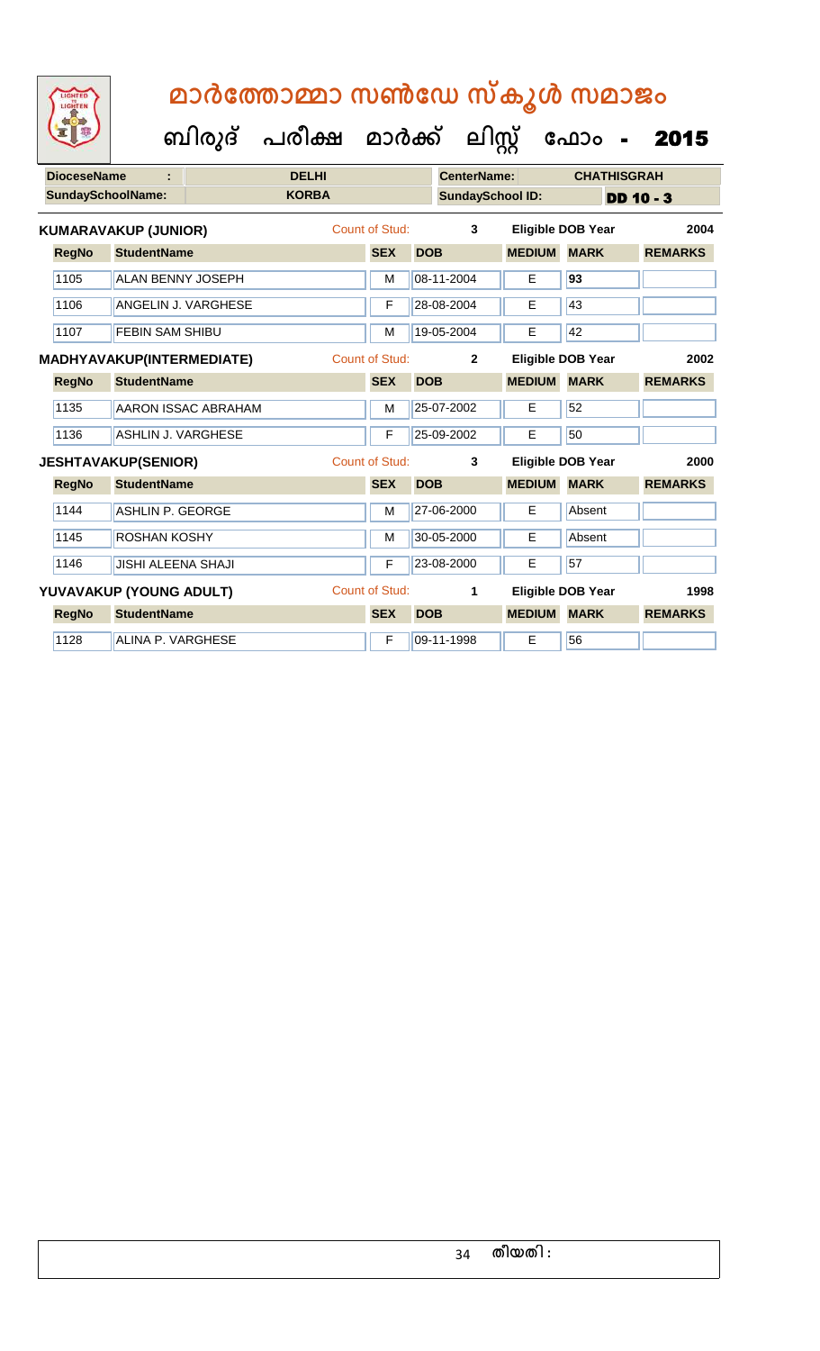# മാർത്തോമ്മാ സൺഡേ സ്കൂൾ സമാജം

## ബിരുദ് പരീക്ഷ മാർക്ക് ലിസ്റ്റ് ഫോം - 2015

| DioceseName : | DELHI | CenterName: | CHATHISGRAH |
|---|---|---|---|
| SundaySchoolName: | KORBA | SundaySchool ID: | DD 10 - 3 |

**KUMARAVAKUP (JUNIOR)** Count of Stud: 3 Eligible DOB Year 2004

| RegNo | StudentName | SEX | DOB | MEDIUM | MARK | REMARKS |
|---|---|---|---|---|---|---|
| 1105 | ALAN BENNY JOSEPH | M | 08-11-2004 | E | 93 | |
| 1106 | ANGELIN J. VARGHESE | F | 28-08-2004 | E | 43 | |
| 1107 | FEBIN SAM SHIBU | M | 19-05-2004 | E | 42 | |

**MADHYAVAKUP(INTERMEDIATE)** Count of Stud: 2 Eligible DOB Year 2002

| RegNo | StudentName | SEX | DOB | MEDIUM | MARK | REMARKS |
|---|---|---|---|---|---|---|
| 1135 | AARON ISSAC ABRAHAM | M | 25-07-2002 | E | 52 | |
| 1136 | ASHLIN J. VARGHESE | F | 25-09-2002 | E | 50 | |

**JESHTAVAKUP(SENIOR)** Count of Stud: 3 Eligible DOB Year 2000

| RegNo | StudentName | SEX | DOB | MEDIUM | MARK | REMARKS |
|---|---|---|---|---|---|---|
| 1144 | ASHLIN P. GEORGE | M | 27-06-2000 | E | Absent | |
| 1145 | ROSHAN KOSHY | M | 30-05-2000 | E | Absent | |
| 1146 | JISHI ALEENA SHAJI | F | 23-08-2000 | E | 57 | |

**YUVAVAKUP (YOUNG ADULT)** Count of Stud: 1 Eligible DOB Year 1998

| RegNo | StudentName | SEX | DOB | MEDIUM | MARK | REMARKS |
|---|---|---|---|---|---|---|
| 1128 | ALINA P. VARGHESE | F | 09-11-1998 | E | 56 | |

തീയതി :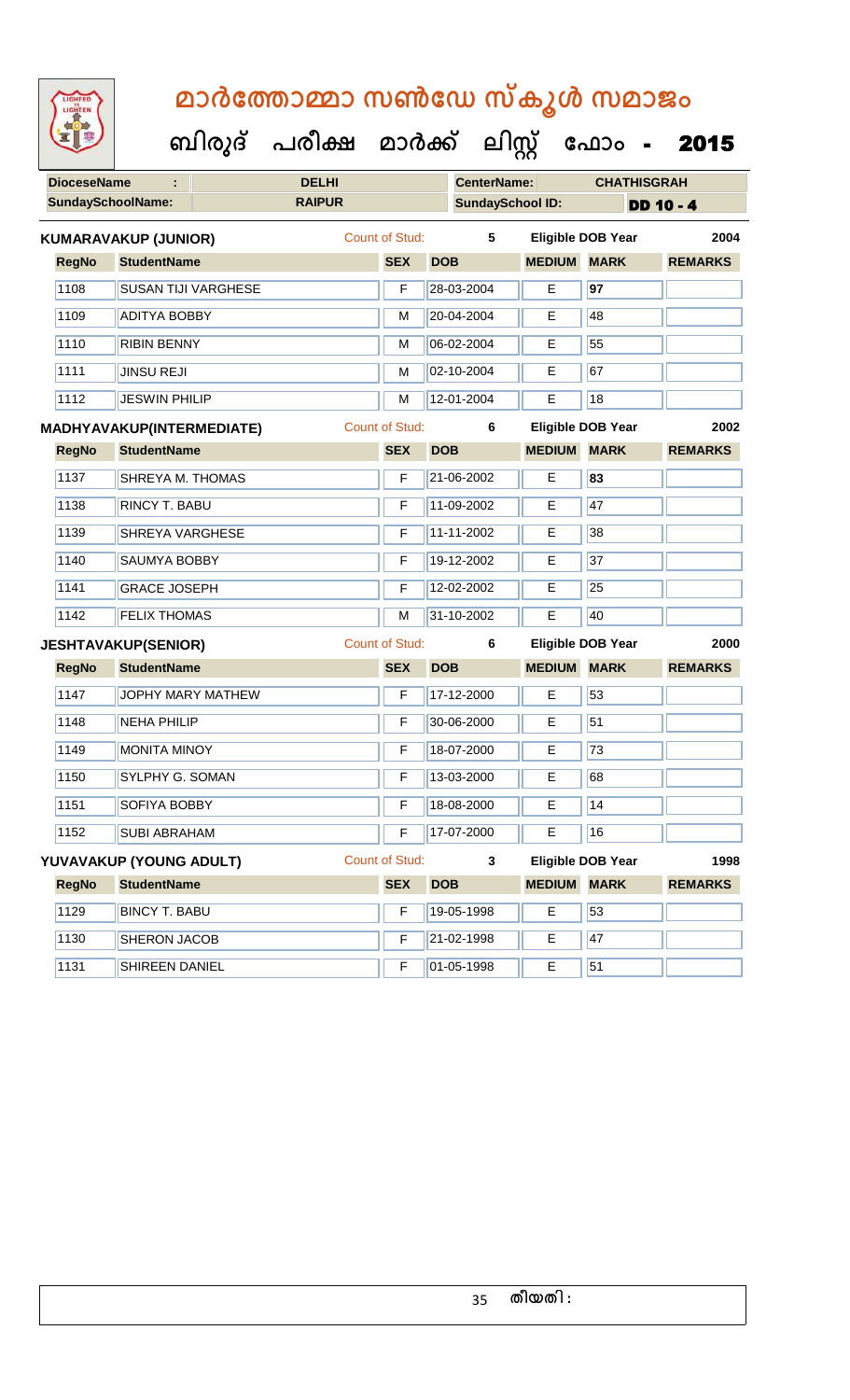# മാർത്തോമ്മാ സൺഡേ സ്കൂൾ സമാജം

## ബിരുദ് പരീക്ഷ മാർക്ക് ലിസ്റ്റ് ഫോം - 2015

| DioceseName : | DELHI | CenterName: | CHATHISGRAH |
|---|---|---|---|
| SundaySchoolName: | RAIPUR | SundaySchool ID: | DD 10 - 4 |

**KUMARAVAKUP (JUNIOR)** Count of Stud: 5 Eligible DOB Year 2004

| RegNo | StudentName | SEX | DOB | MEDIUM | MARK | REMARKS |
|---|---|---|---|---|---|---|
| 1108 | SUSAN TIJI VARGHESE | F | 28-03-2004 | E | **97** | |
| 1109 | ADITYA BOBBY | M | 20-04-2004 | E | 48 | |
| 1110 | RIBIN BENNY | M | 06-02-2004 | E | 55 | |
| 1111 | JINSU REJI | M | 02-10-2004 | E | 67 | |
| 1112 | JESWIN PHILIP | M | 12-01-2004 | E | 18 | |

**MADHYAVAKUP(INTERMEDIATE)** Count of Stud: 6 Eligible DOB Year 2002

| RegNo | StudentName | SEX | DOB | MEDIUM | MARK | REMARKS |
|---|---|---|---|---|---|---|
| 1137 | SHREYA M. THOMAS | F | 21-06-2002 | E | **83** | |
| 1138 | RINCY T. BABU | F | 11-09-2002 | E | 47 | |
| 1139 | SHREYA VARGHESE | F | 11-11-2002 | E | 38 | |
| 1140 | SAUMYA BOBBY | F | 19-12-2002 | E | 37 | |
| 1141 | GRACE JOSEPH | F | 12-02-2002 | E | 25 | |
| 1142 | FELIX THOMAS | M | 31-10-2002 | E | 40 | |

**JESHTAVAKUP(SENIOR)** Count of Stud: 6 Eligible DOB Year 2000

| RegNo | StudentName | SEX | DOB | MEDIUM | MARK | REMARKS |
|---|---|---|---|---|---|---|
| 1147 | JOPHY MARY MATHEW | F | 17-12-2000 | E | 53 | |
| 1148 | NEHA PHILIP | F | 30-06-2000 | E | 51 | |
| 1149 | MONITA MINOY | F | 18-07-2000 | E | 73 | |
| 1150 | SYLPHY G. SOMAN | F | 13-03-2000 | E | 68 | |
| 1151 | SOFIYA BOBBY | F | 18-08-2000 | E | 14 | |
| 1152 | SUBI ABRAHAM | F | 17-07-2000 | E | 16 | |

**YUVAVAKUP (YOUNG ADULT)** Count of Stud: 3 Eligible DOB Year 1998

| RegNo | StudentName | SEX | DOB | MEDIUM | MARK | REMARKS |
|---|---|---|---|---|---|---|
| 1129 | BINCY T. BABU | F | 19-05-1998 | E | 53 | |
| 1130 | SHERON JACOB | F | 21-02-1998 | E | 47 | |
| 1131 | SHIREEN DANIEL | F | 01-05-1998 | E | 51 | |

തീയതി :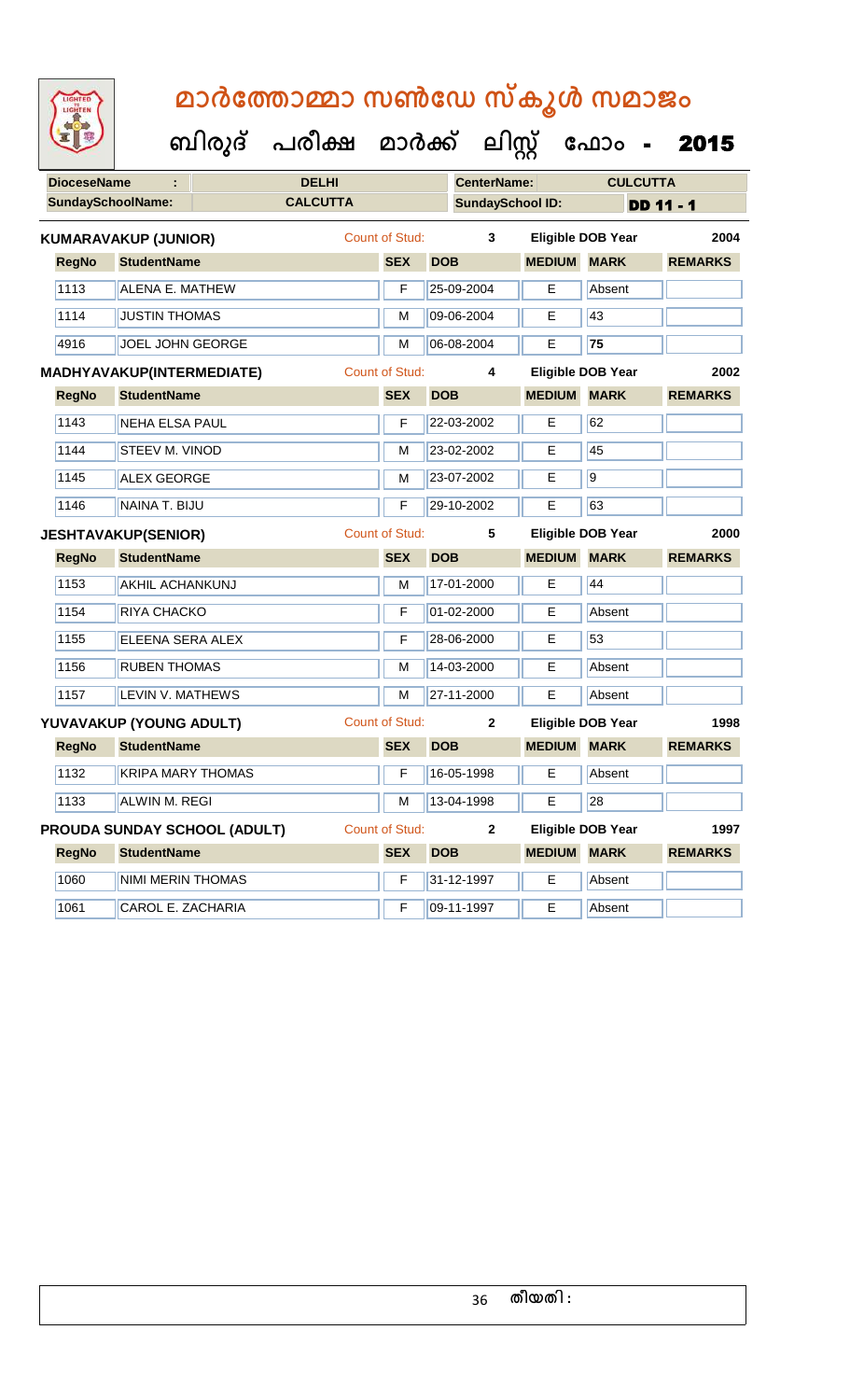# മാർത്തോമ്മാ സൺഡേ സ്കൂൾ സമാജം

## ബിരുദ് പരീക്ഷ മാർക്ക് ലിസ്റ്റ് ഫോം - 2015

| DioceseName | : | DELHI | CenterName: | CULCUTTA |
|---|---|---|---|---|
| SundaySchoolName: | | CALCUTTA | SundaySchool ID: | DD 11 - 1 |

**KUMARAVAKUP (JUNIOR)** Count of Stud: 3 Eligible DOB Year 2004

| RegNo | StudentName | SEX | DOB | MEDIUM | MARK | REMARKS |
|---|---|---|---|---|---|---|
| 1113 | ALENA E. MATHEW | F | 25-09-2004 | E | Absent | |
| 1114 | JUSTIN THOMAS | M | 09-06-2004 | E | 43 | |
| 4916 | JOEL JOHN GEORGE | M | 06-08-2004 | E | 75 | |

**MADHYAVAKUP(INTERMEDIATE)** Count of Stud: 4 Eligible DOB Year 2002

| RegNo | StudentName | SEX | DOB | MEDIUM | MARK | REMARKS |
|---|---|---|---|---|---|---|
| 1143 | NEHA ELSA PAUL | F | 22-03-2002 | E | 62 | |
| 1144 | STEEV M. VINOD | M | 23-02-2002 | E | 45 | |
| 1145 | ALEX GEORGE | M | 23-07-2002 | E | 9 | |
| 1146 | NAINA T. BIJU | F | 29-10-2002 | E | 63 | |

**JESHTAVAKUP(SENIOR)** Count of Stud: 5 Eligible DOB Year 2000

| RegNo | StudentName | SEX | DOB | MEDIUM | MARK | REMARKS |
|---|---|---|---|---|---|---|
| 1153 | AKHIL ACHANKUNJ | M | 17-01-2000 | E | 44 | |
| 1154 | RIYA CHACKO | F | 01-02-2000 | E | Absent | |
| 1155 | ELEENA SERA ALEX | F | 28-06-2000 | E | 53 | |
| 1156 | RUBEN THOMAS | M | 14-03-2000 | E | Absent | |
| 1157 | LEVIN V. MATHEWS | M | 27-11-2000 | E | Absent | |

**YUVAVAKUP (YOUNG ADULT)** Count of Stud: 2 Eligible DOB Year 1998

| RegNo | StudentName | SEX | DOB | MEDIUM | MARK | REMARKS |
|---|---|---|---|---|---|---|
| 1132 | KRIPA MARY THOMAS | F | 16-05-1998 | E | Absent | |
| 1133 | ALWIN M. REGI | M | 13-04-1998 | E | 28 | |

**PROUDA SUNDAY SCHOOL (ADULT)** Count of Stud: 2 Eligible DOB Year 1997

| RegNo | StudentName | SEX | DOB | MEDIUM | MARK | REMARKS |
|---|---|---|---|---|---|---|
| 1060 | NIMI MERIN THOMAS | F | 31-12-1997 | E | Absent | |
| 1061 | CAROL E. ZACHARIA | F | 09-11-1997 | E | Absent | |

തീയതി :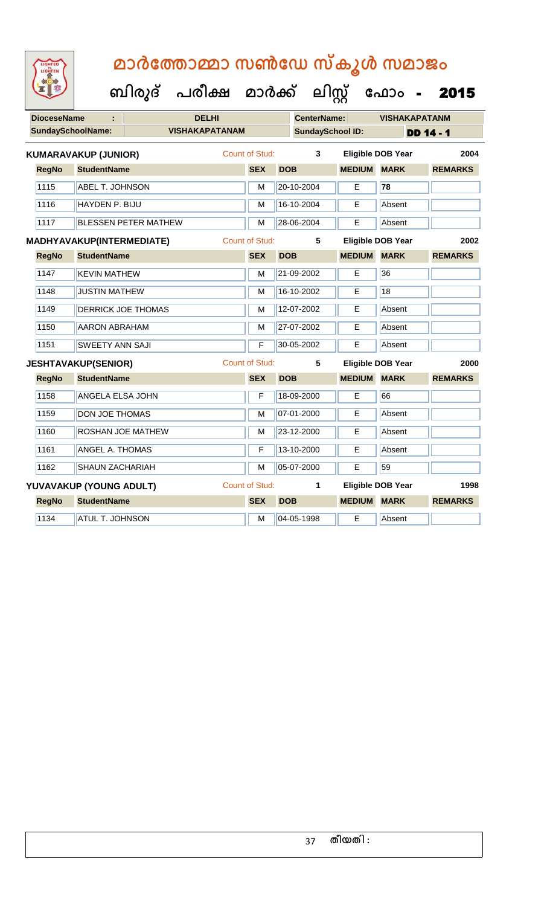# മാർത്തോമ്മാ സൺഡേ സ്കൂൾ സമാജം

**ബിരുദ് പരീക്ഷ മാർക്ക് ലിസ്റ്റ് ഫോം - 2015**

| DioceseName : | DELHI | CenterName: | VISHAKAPATANM |
|---|---|---|---|
| SundaySchoolName: | VISHAKAPATANAM | SundaySchool ID: | DD 14 - 1 |

**KUMARAVAKUP (JUNIOR)** Count of Stud: 3 Eligible DOB Year 2004

| RegNo | StudentName | SEX | DOB | MEDIUM | MARK | REMARKS |
|---|---|---|---|---|---|---|
| 1115 | ABEL T. JOHNSON | M | 20-10-2004 | E | 78 | |
| 1116 | HAYDEN P. BIJU | M | 16-10-2004 | E | Absent | |
| 1117 | BLESSEN PETER MATHEW | M | 28-06-2004 | E | Absent | |

**MADHYAVAKUP(INTERMEDIATE)** Count of Stud: 5 Eligible DOB Year 2002

| RegNo | StudentName | SEX | DOB | MEDIUM | MARK | REMARKS |
|---|---|---|---|---|---|---|
| 1147 | KEVIN MATHEW | M | 21-09-2002 | E | 36 | |
| 1148 | JUSTIN MATHEW | M | 16-10-2002 | E | 18 | |
| 1149 | DERRICK JOE THOMAS | M | 12-07-2002 | E | Absent | |
| 1150 | AARON ABRAHAM | M | 27-07-2002 | E | Absent | |
| 1151 | SWEETY ANN SAJI | F | 30-05-2002 | E | Absent | |

**JESHTAVAKUP(SENIOR)** Count of Stud: 5 Eligible DOB Year 2000

| RegNo | StudentName | SEX | DOB | MEDIUM | MARK | REMARKS |
|---|---|---|---|---|---|---|
| 1158 | ANGELA ELSA JOHN | F | 18-09-2000 | E | 66 | |
| 1159 | DON JOE THOMAS | M | 07-01-2000 | E | Absent | |
| 1160 | ROSHAN JOE MATHEW | M | 23-12-2000 | E | Absent | |
| 1161 | ANGEL A. THOMAS | F | 13-10-2000 | E | Absent | |
| 1162 | SHAUN ZACHARIAH | M | 05-07-2000 | E | 59 | |

**YUVAVAKUP (YOUNG ADULT)** Count of Stud: 1 Eligible DOB Year 1998

| RegNo | StudentName | SEX | DOB | MEDIUM | MARK | REMARKS |
|---|---|---|---|---|---|---|
| 1134 | ATUL T. JOHNSON | M | 04-05-1998 | E | Absent | |

തീയതി :